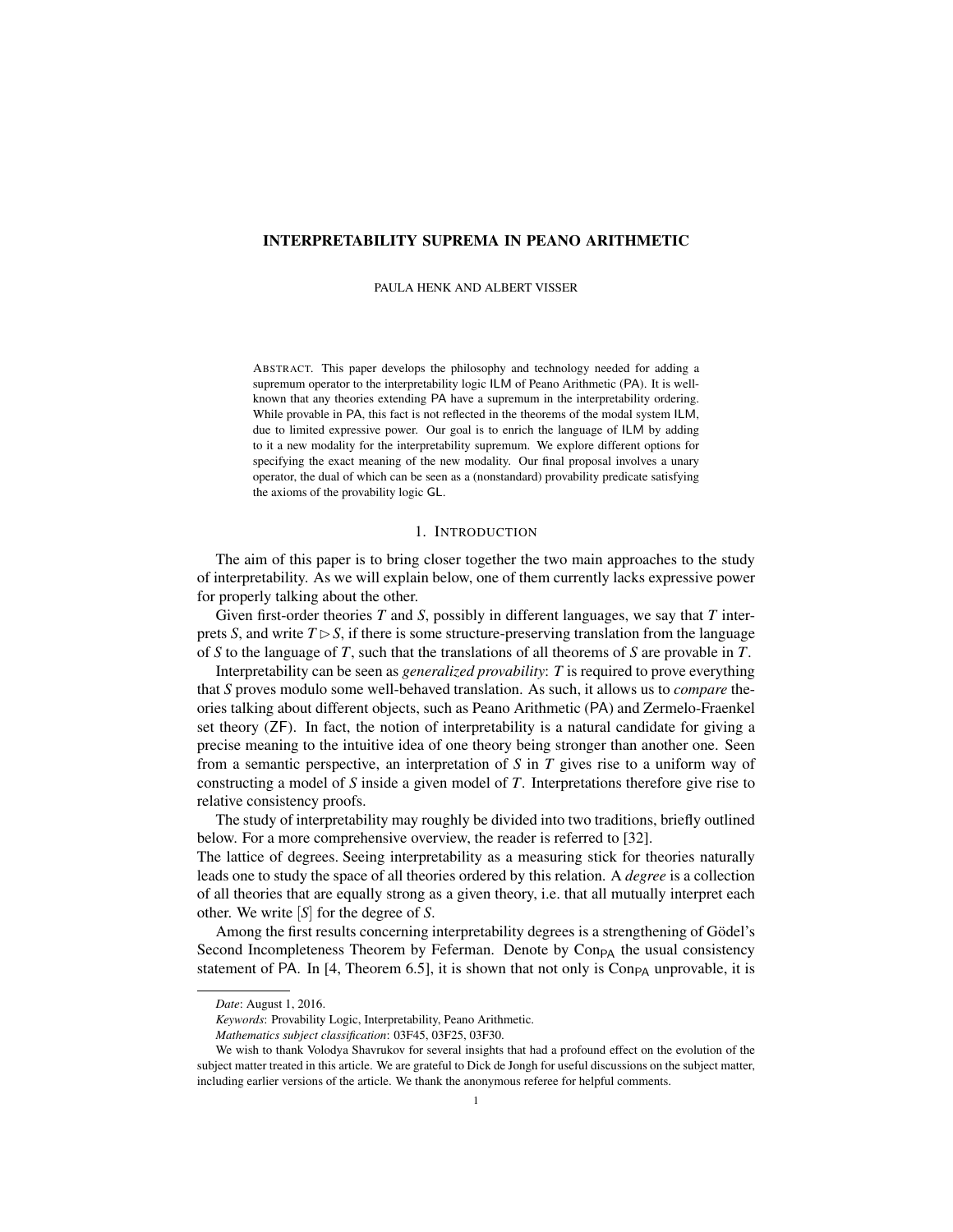# INTERPRETABILITY SUPREMA IN PEANO ARITHMETIC

PAULA HENK AND ALBERT VISSER

ABSTRACT. This paper develops the philosophy and technology needed for adding a supremum operator to the interpretability logic ILM of Peano Arithmetic (PA). It is well-known that any theories extending PA have a supremum in the interpretability ordering. While provable in PA, this fact is not reflected in the theorems of the modal system ILM, due to limited expressive power. Our goal is to enrich the language of ILM by adding to it a new modality for the interpretability supremum. We explore different options for specifying the exact meaning of the new modality. Our final proposal involves a unary operator, the dual of which can be seen as a (nonstandard) provability predicate satisfying the axioms of the provability logic GL.

## 1. INTRODUCTION

The aim of this paper is to bring closer together the two main approaches to the study of interpretability. As we will explain below, one of them currently lacks expressive power for properly talking about the other.

Given first-order theories $T$ and $S$, possibly in different languages, we say that $T$ interprets $S$, and write $T \rhd S$, if there is some structure-preserving translation from the language of $S$ to the language of $T$, such that the translations of all theorems of $S$ are provable in $T$.

Interpretability can be seen as *generalized provability*: $T$ is required to prove everything that $S$ proves modulo some well-behaved translation. As such, it allows us to *compare* theories talking about different objects, such as Peano Arithmetic (PA) and Zermelo-Fraenkel set theory (ZF). In fact, the notion of interpretability is a natural candidate for giving a precise meaning to the intuitive idea of one theory being stronger than another one. Seen from a semantic perspective, an interpretation of $S$ in $T$ gives rise to a uniform way of constructing a model of $S$ inside a given model of $T$. Interpretations therefore give rise to relative consistency proofs.

The study of interpretability may roughly be divided into two traditions, briefly outlined below. For a more comprehensive overview, the reader is referred to [32].

The lattice of degrees. Seeing interpretability as a measuring stick for theories naturally leads one to study the space of all theories ordered by this relation. A *degree* is a collection of all theories that are equally strong as a given theory, i.e. that all mutually interpret each other. We write $[S]$ for the degree of $S$.

Among the first results concerning interpretability degrees is a strengthening of Gödel's Second Incompleteness Theorem by Feferman. Denote by $\mathrm{Con}_{\mathsf{PA}}$ the usual consistency statement of PA. In [4, Theorem 6.5], it is shown that not only is $\mathrm{Con}_{\mathsf{PA}}$ unprovable, it is

---

*Date*: August 1, 2016.

*Keywords*: Provability Logic, Interpretability, Peano Arithmetic.

*Mathematics subject classification*: 03F45, 03F25, 03F30.

We wish to thank Volodya Shavrukov for several insights that had a profound effect on the evolution of the subject matter treated in this article. We are grateful to Dick de Jongh for useful discussions on the subject matter, including earlier versions of the article. We thank the anonymous referee for helpful comments.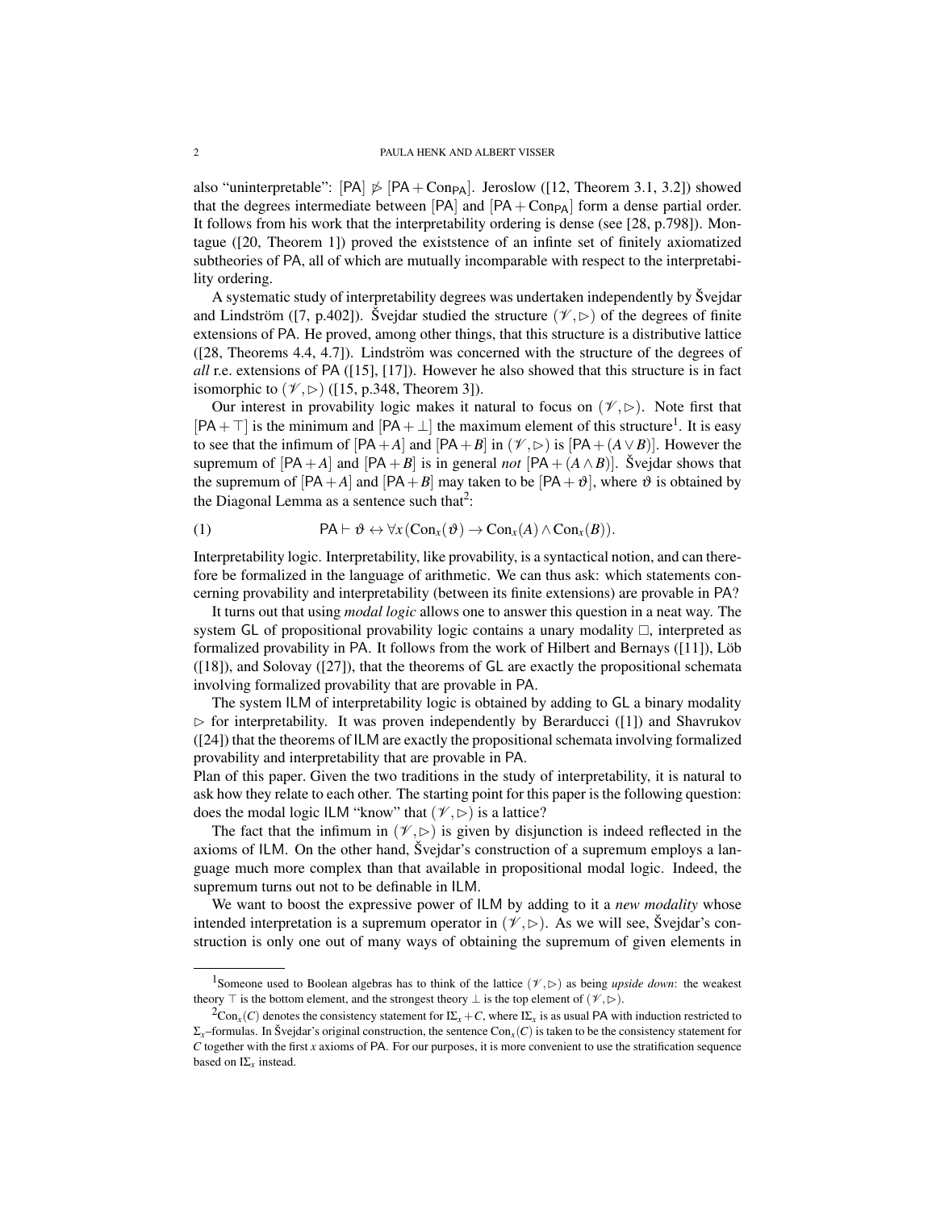also "uninterpretable": $[\mathsf{PA}] \not\rhd [\mathsf{PA} + \mathrm{Con}_{\mathsf{PA}}]$. Jeroslow ([12, Theorem 3.1, 3.2]) showed that the degrees intermediate between $[\mathsf{PA}]$ and $[\mathsf{PA} + \mathrm{Con}_{\mathsf{PA}}]$ form a dense partial order. It follows from his work that the interpretability ordering is dense (see [28, p.798]). Montague ([20, Theorem 1]) proved the existstence of an infinte set of finitely axiomatized subtheories of PA, all of which are mutually incomparable with respect to the interpretability ordering.

A systematic study of interpretability degrees was undertaken independently by Švejdar and Lindström ([7, p.402]). Švejdar studied the structure $(\mathscr{V}, \rhd)$ of the degrees of finite extensions of PA. He proved, among other things, that this structure is a distributive lattice ([28, Theorems 4.4, 4.7]). Lindström was concerned with the structure of the degrees of *all* r.e. extensions of PA ([15], [17]). However he also showed that this structure is in fact isomorphic to $(\mathscr{V}, \rhd)$ ([15, p.348, Theorem 3]).

Our interest in provability logic makes it natural to focus on $(\mathscr{V}, \rhd)$. Note first that $[\mathsf{PA} + \top]$ is the minimum and $[\mathsf{PA} + \bot]$ the maximum element of this structure[1]. It is easy to see that the infimum of $[\mathsf{PA} + A]$ and $[\mathsf{PA} + B]$ in $(\mathscr{V}, \rhd)$ is $[\mathsf{PA} + (A \vee B)]$. However the supremum of $[\mathsf{PA} + A]$ and $[\mathsf{PA} + B]$ is in general *not* $[\mathsf{PA} + (A \wedge B)]$. Švejdar shows that the supremum of $[\mathsf{PA} + A]$ and $[\mathsf{PA} + B]$ may taken to be $[\mathsf{PA} + \vartheta]$, where $\vartheta$ is obtained by the Diagonal Lemma as a sentence such that[2]:

$$\mathsf{PA} \vdash \vartheta \leftrightarrow \forall x (\mathrm{Con}_x(\vartheta) \to \mathrm{Con}_x(A) \wedge \mathrm{Con}_x(B)). \tag{1}$$

Interpretability logic. Interpretability, like provability, is a syntactical notion, and can therefore be formalized in the language of arithmetic. We can thus ask: which statements concerning provability and interpretability (between its finite extensions) are provable in PA?

It turns out that using *modal logic* allows one to answer this question in a neat way. The system GL of propositional provability logic contains a unary modality $\Box$, interpreted as formalized provability in PA. It follows from the work of Hilbert and Bernays ([11]), Löb ([18]), and Solovay ([27]), that the theorems of GL are exactly the propositional schemata involving formalized provability that are provable in PA.

The system ILM of interpretability logic is obtained by adding to GL a binary modality $\rhd$ for interpretability. It was proven independently by Berarducci ([1]) and Shavrukov ([24]) that the theorems of ILM are exactly the propositional schemata involving formalized provability and interpretability that are provable in PA.

Plan of this paper. Given the two traditions in the study of interpretability, it is natural to ask how they relate to each other. The starting point for this paper is the following question: does the modal logic ILM "know" that $(\mathscr{V}, \rhd)$ is a lattice?

The fact that the infimum in $(\mathscr{V}, \rhd)$ is given by disjunction is indeed reflected in the axioms of ILM. On the other hand, Švejdar's construction of a supremum employs a language much more complex than that available in propositional modal logic. Indeed, the supremum turns out not to be definable in ILM.

We want to boost the expressive power of ILM by adding to it a *new modality* whose intended interpretation is a supremum operator in $(\mathscr{V}, \rhd)$. As we will see, Švejdar's construction is only one out of many ways of obtaining the supremum of given elements in

---

[1] Someone used to Boolean algebras has to think of the lattice $(\mathscr{V}, \rhd)$ as being *upside down*: the weakest theory $\top$ is the bottom element, and the strongest theory $\bot$ is the top element of $(\mathscr{V}, \rhd)$.

[2] $\mathrm{Con}_x(C)$ denotes the consistency statement for $\mathrm{I}\Sigma_x + C$, where $\mathrm{I}\Sigma_x$ is as usual PA with induction restricted to $\Sigma_x$–formulas. In Švejdar's original construction, the sentence $\mathrm{Con}_x(C)$ is taken to be the consistency statement for $C$ together with the first $x$ axioms of PA. For our purposes, it is more convenient to use the stratification sequence based on $\mathrm{I}\Sigma_x$ instead.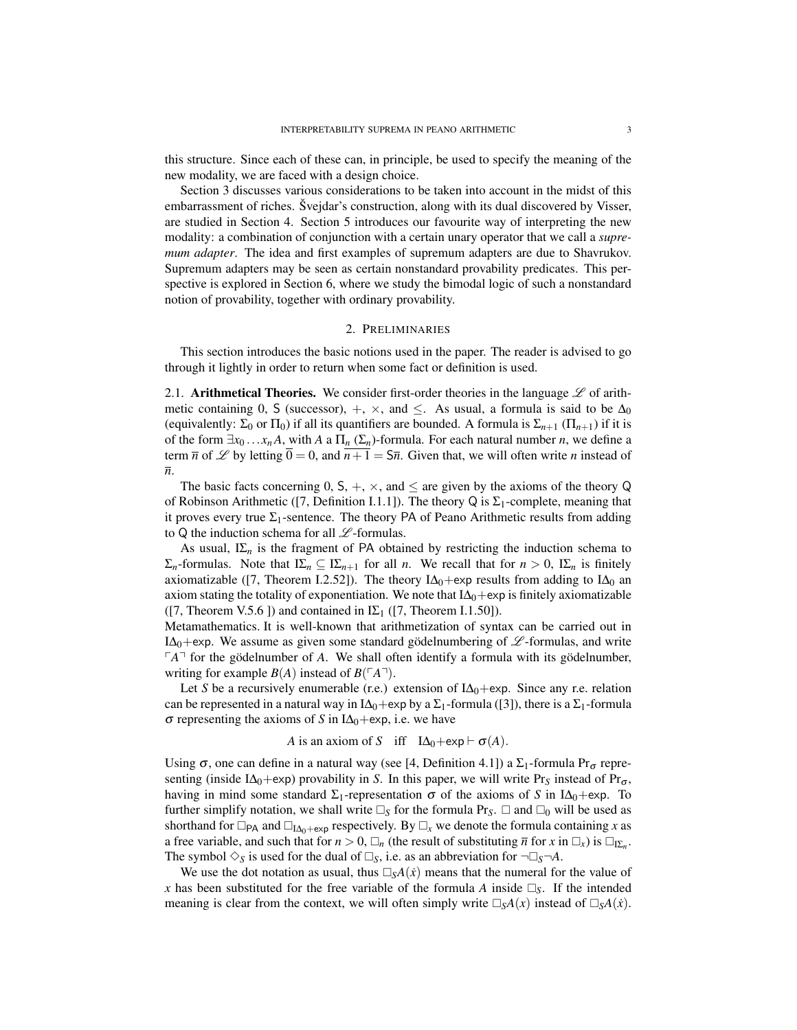this structure. Since each of these can, in principle, be used to specify the meaning of the new modality, we are faced with a design choice.

Section 3 discusses various considerations to be taken into account in the midst of this embarrassment of riches. Švejdar's construction, along with its dual discovered by Visser, are studied in Section 4. Section 5 introduces our favourite way of interpreting the new modality: a combination of conjunction with a certain unary operator that we call a *supremum adapter*. The idea and first examples of supremum adapters are due to Shavrukov. Supremum adapters may be seen as certain nonstandard provability predicates. This perspective is explored in Section 6, where we study the bimodal logic of such a nonstandard notion of provability, together with ordinary provability.

## 2. Preliminaries

This section introduces the basic notions used in the paper. The reader is advised to go through it lightly in order to return when some fact or definition is used.

### 2.1. Arithmetical Theories.

We consider first-order theories in the language $\mathscr{L}$ of arithmetic containing 0, $\mathsf{S}$ (successor), $+$, $\times$, and $\leq$. As usual, a formula is said to be $\Delta_0$ (equivalently: $\Sigma_0$ or $\Pi_0$) if all its quantifiers are bounded. A formula is $\Sigma_{n+1}$ ($\Pi_{n+1}$) if it is of the form $\exists x_0 \ldots x_n A$, with $A$ a $\Pi_n$ ($\Sigma_n$)-formula. For each natural number $n$, we define a term $\overline{n}$ of $\mathscr{L}$ by letting $\overline{0} = 0$, and $\overline{n+1} = \mathsf{S}\overline{n}$. Given that, we will often write $n$ instead of $\overline{n}$.

The basic facts concerning 0, $\mathsf{S}$, $+$, $\times$, and $\leq$ are given by the axioms of the theory $\mathsf{Q}$ of Robinson Arithmetic ([7, Definition I.1.1]). The theory $\mathsf{Q}$ is $\Sigma_1$-complete, meaning that it proves every true $\Sigma_1$-sentence. The theory $\mathsf{PA}$ of Peano Arithmetic results from adding to $\mathsf{Q}$ the induction schema for all $\mathscr{L}$-formulas.

As usual, $\mathrm{I}\Sigma_n$ is the fragment of $\mathsf{PA}$ obtained by restricting the induction schema to $\Sigma_n$-formulas. Note that $\mathrm{I}\Sigma_n \subseteq \mathrm{I}\Sigma_{n+1}$ for all $n$. We recall that for $n > 0$, $\mathrm{I}\Sigma_n$ is finitely axiomatizable ([7, Theorem I.2.52]). The theory $\mathrm{I}\Delta_0+\mathsf{exp}$ results from adding to $\mathrm{I}\Delta_0$ an axiom stating the totality of exponentiation. We note that $\mathrm{I}\Delta_0+\mathsf{exp}$ is finitely axiomatizable ([7, Theorem V.5.6 ]) and contained in $\mathrm{I}\Sigma_1$ ([7, Theorem I.1.50]).

Metamathematics. It is well-known that arithmetization of syntax can be carried out in $\mathrm{I}\Delta_0+\mathsf{exp}$. We assume as given some standard gödelnumbering of $\mathscr{L}$-formulas, and write $\ulcorner A \urcorner$ for the gödelnumber of $A$. We shall often identify a formula with its gödelnumber, writing for example $B(A)$ instead of $B(\ulcorner A \urcorner)$.

Let $S$ be a recursively enumerable (r.e.) extension of $\mathrm{I}\Delta_0+\mathsf{exp}$. Since any r.e. relation can be represented in a natural way in $\mathrm{I}\Delta_0+\mathsf{exp}$ by a $\Sigma_1$-formula ([3]), there is a $\Sigma_1$-formula $\sigma$ representing the axioms of $S$ in $\mathrm{I}\Delta_0+\mathsf{exp}$, i.e. we have

$$A \text{ is an axiom of } S \quad \text{iff} \quad \mathrm{I}\Delta_0+\mathsf{exp} \vdash \sigma(A).$$

Using $\sigma$, one can define in a natural way (see [4, Definition 4.1]) a $\Sigma_1$-formula $\mathrm{Pr}_\sigma$ representing (inside $\mathrm{I}\Delta_0+\mathsf{exp}$) provability in $S$. In this paper, we will write $\mathrm{Pr}_S$ instead of $\mathrm{Pr}_\sigma$, having in mind some standard $\Sigma_1$-representation $\sigma$ of the axioms of $S$ in $\mathrm{I}\Delta_0+\mathsf{exp}$. To further simplify notation, we shall write $\Box_S$ for the formula $\mathrm{Pr}_S$. $\Box$ and $\Box_0$ will be used as shorthand for $\Box_{\mathsf{PA}}$ and $\Box_{\mathrm{I}\Delta_0+\mathsf{exp}}$ respectively. By $\Box_x$ we denote the formula containing $x$ as a free variable, and such that for $n > 0$, $\Box_n$ (the result of substituting $\overline{n}$ for $x$ in $\Box_x$) is $\Box_{\mathrm{I}\Sigma_n}$. The symbol $\Diamond_S$ is used for the dual of $\Box_S$, i.e. as an abbreviation for $\neg\Box_S\neg A$.

We use the dot notation as usual, thus $\Box_S A(\dot{x})$ means that the numeral for the value of $x$ has been substituted for the free variable of the formula $A$ inside $\Box_S$. If the intended meaning is clear from the context, we will often simply write $\Box_S A(x)$ instead of $\Box_S A(\dot{x})$.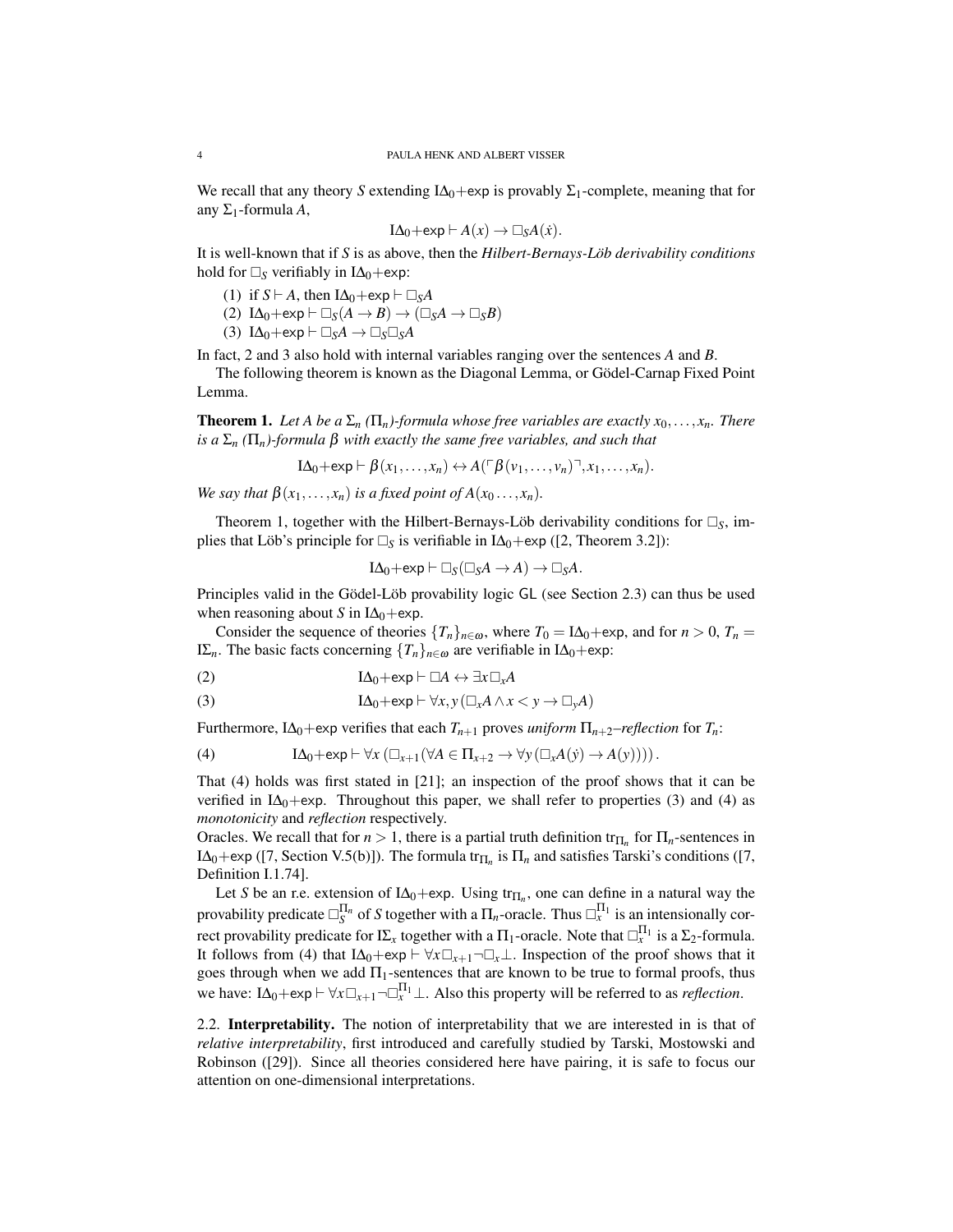We recall that any theory $S$ extending $\mathrm{I}\Delta_0+\mathsf{exp}$ is provably $\Sigma_1$-complete, meaning that for any $\Sigma_1$-formula $A$,

$$\mathrm{I}\Delta_0+\mathsf{exp} \vdash A(x) \to \Box_S A(\dot{x}).$$

It is well-known that if $S$ is as above, then the *Hilbert-Bernays-Löb derivability conditions* hold for $\Box_S$ verifiably in $\mathrm{I}\Delta_0+\mathsf{exp}$:

(1) if $S \vdash A$, then $\mathrm{I}\Delta_0+\mathsf{exp} \vdash \Box_S A$
(2) $\mathrm{I}\Delta_0+\mathsf{exp} \vdash \Box_S(A \to B) \to (\Box_S A \to \Box_S B)$
(3) $\mathrm{I}\Delta_0+\mathsf{exp} \vdash \Box_S A \to \Box_S \Box_S A$

In fact, 2 and 3 also hold with internal variables ranging over the sentences $A$ and $B$.

The following theorem is known as the Diagonal Lemma, or Gödel-Carnap Fixed Point Lemma.

**Theorem 1.** *Let $A$ be a $\Sigma_n$ ($\Pi_n$)-formula whose free variables are exactly $x_0, \ldots, x_n$. There is a $\Sigma_n$ ($\Pi_n$)-formula $\beta$ with exactly the same free variables, and such that*

$$\mathrm{I}\Delta_0+\mathsf{exp} \vdash \beta(x_1, \ldots, x_n) \leftrightarrow A(\ulcorner \beta(v_1, \ldots, v_n) \urcorner, x_1, \ldots, x_n).$$

*We say that $\beta(x_1, \ldots, x_n)$ is a fixed point of $A(x_0 \ldots, x_n)$.*

Theorem 1, together with the Hilbert-Bernays-Löb derivability conditions for $\Box_S$, implies that Löb's principle for $\Box_S$ is verifiable in $\mathrm{I}\Delta_0+\mathsf{exp}$ ([2, Theorem 3.2]):

$$\mathrm{I}\Delta_0+\mathsf{exp} \vdash \Box_S(\Box_S A \to A) \to \Box_S A.$$

Principles valid in the Gödel-Löb provability logic $\mathsf{GL}$ (see Section 2.3) can thus be used when reasoning about $S$ in $\mathrm{I}\Delta_0+\mathsf{exp}$.

Consider the sequence of theories $\{T_n\}_{n \in \omega}$, where $T_0 = \mathrm{I}\Delta_0+\mathsf{exp}$, and for $n > 0$, $T_n = \mathrm{I}\Sigma_n$. The basic facts concerning $\{T_n\}_{n \in \omega}$ are verifiable in $\mathrm{I}\Delta_0+\mathsf{exp}$:

$$\mathrm{I}\Delta_0+\mathsf{exp} \vdash \Box A \leftrightarrow \exists x \Box_x A \tag{2}$$

$$\mathrm{I}\Delta_0+\mathsf{exp} \vdash \forall x, y\, (\Box_x A \wedge x < y \to \Box_y A) \tag{3}$$

Furthermore, $\mathrm{I}\Delta_0+\mathsf{exp}$ verifies that each $T_{n+1}$ proves *uniform* $\Pi_{n+2}$*–reflection* for $T_n$:

$$\mathrm{I}\Delta_0+\mathsf{exp} \vdash \forall x\, (\Box_{x+1}(\forall A \in \Pi_{x+2} \to \forall y\, (\Box_x A(\dot{y}) \to A(y)))) . \tag{4}$$

That (4) holds was first stated in [21]; an inspection of the proof shows that it can be verified in $\mathrm{I}\Delta_0+\mathsf{exp}$. Throughout this paper, we shall refer to properties (3) and (4) as *monotonicity* and *reflection* respectively.

Oracles. We recall that for $n > 1$, there is a partial truth definition $\mathrm{tr}_{\Pi_n}$ for $\Pi_n$-sentences in $\mathrm{I}\Delta_0+\mathsf{exp}$ ([7, Section V.5(b)]). The formula $\mathrm{tr}_{\Pi_n}$ is $\Pi_n$ and satisfies Tarski's conditions ([7, Definition I.1.74].

Let $S$ be an r.e. extension of $\mathrm{I}\Delta_0+\mathsf{exp}$. Using $\mathrm{tr}_{\Pi_n}$, one can define in a natural way the provability predicate $\Box_S^{\Pi_n}$ of $S$ together with a $\Pi_n$-oracle. Thus $\Box_x^{\Pi_1}$ is an intensionally correct provability predicate for $\mathrm{I}\Sigma_x$ together with a $\Pi_1$-oracle. Note that $\Box_x^{\Pi_1}$ is a $\Sigma_2$-formula. It follows from (4) that $\mathrm{I}\Delta_0+\mathsf{exp} \vdash \forall x \Box_{x+1} \neg \Box_x \bot$. Inspection of the proof shows that it goes through when we add $\Pi_1$-sentences that are known to be true to formal proofs, thus we have: $\mathrm{I}\Delta_0+\mathsf{exp} \vdash \forall x \Box_{x+1} \neg \Box_x^{\Pi_1} \bot$. Also this property will be referred to as *reflection*.

2.2. **Interpretability.** The notion of interpretability that we are interested in is that of *relative interpretability*, first introduced and carefully studied by Tarski, Mostowski and Robinson ([29]). Since all theories considered here have pairing, it is safe to focus our attention on one-dimensional interpretations.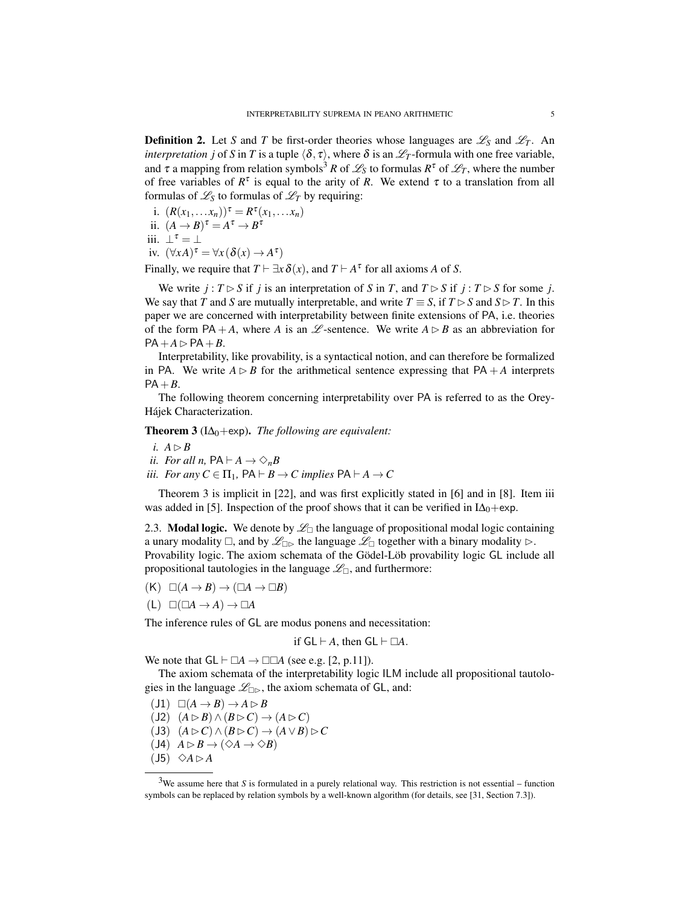**Definition 2.** Let $S$ and $T$ be first-order theories whose languages are $\mathscr{L}_S$ and $\mathscr{L}_T$. An *interpretation* $j$ of $S$ in $T$ is a tuple $\langle \delta, \tau \rangle$, where $\delta$ is an $\mathscr{L}_T$-formula with one free variable, and $\tau$ a mapping from relation symbols[3] $R$ of $\mathscr{L}_S$ to formulas $R^\tau$ of $\mathscr{L}_T$, where the number of free variables of $R^\tau$ is equal to the arity of $R$. We extend $\tau$ to a translation from all formulas of $\mathscr{L}_S$ to formulas of $\mathscr{L}_T$ by requiring:

i. $(R(x_1, \ldots x_n))^\tau = R^\tau(x_1, \ldots x_n)$
ii. $(A \to B)^\tau = A^\tau \to B^\tau$
iii. $\bot^\tau = \bot$
iv. $(\forall x A)^\tau = \forall x (\delta(x) \to A^\tau)$

Finally, we require that $T \vdash \exists x\, \delta(x)$, and $T \vdash A^\tau$ for all axioms $A$ of $S$.

We write $j : T \rhd S$ if $j$ is an interpretation of $S$ in $T$, and $T \rhd S$ if $j : T \rhd S$ for some $j$. We say that $T$ and $S$ are mutually interpretable, and write $T \equiv S$, if $T \rhd S$ and $S \rhd T$. In this paper we are concerned with interpretability between finite extensions of $\mathsf{PA}$, i.e. theories of the form $\mathsf{PA} + A$, where $A$ is an $\mathscr{L}$-sentence. We write $A \rhd B$ as an abbreviation for $\mathsf{PA} + A \rhd \mathsf{PA} + B$.

Interpretability, like provability, is a syntactical notion, and can therefore be formalized in $\mathsf{PA}$. We write $A \rhd B$ for the arithmetical sentence expressing that $\mathsf{PA} + A$ interprets $\mathsf{PA} + B$.

The following theorem concerning interpretability over $\mathsf{PA}$ is referred to as the Orey-Hájek Characterization.

**Theorem 3** ($\mathrm{I}\Delta_0 + \mathsf{exp}$). *The following are equivalent:*

*i.* $A \rhd B$
*ii. For all* $n$, $\mathsf{PA} \vdash A \to \Diamond_n B$
*iii. For any* $C \in \Pi_1$, $\mathsf{PA} \vdash B \to C$ *implies* $\mathsf{PA} \vdash A \to C$

Theorem 3 is implicit in [22], and was first explicitly stated in [6] and in [8]. Item iii was added in [5]. Inspection of the proof shows that it can be verified in $\mathrm{I}\Delta_0 + \mathsf{exp}$.

2.3. **Modal logic.** We denote by $\mathscr{L}_\Box$ the language of propositional modal logic containing a unary modality $\Box$, and by $\mathscr{L}_{\Box\rhd}$ the language $\mathscr{L}_\Box$ together with a binary modality $\rhd$. Provability logic. The axiom schemata of the Gödel-Löb provability logic $\mathsf{GL}$ include all propositional tautologies in the language $\mathscr{L}_\Box$, and furthermore:

(K) $\Box(A \to B) \to (\Box A \to \Box B)$
(L) $\Box(\Box A \to A) \to \Box A$

The inference rules of $\mathsf{GL}$ are modus ponens and necessitation:

$$\text{if } \mathsf{GL} \vdash A, \text{ then } \mathsf{GL} \vdash \Box A.$$

We note that $\mathsf{GL} \vdash \Box A \to \Box\Box A$ (see e.g. [2, p.11]).

The axiom schemata of the interpretability logic $\mathsf{ILM}$ include all propositional tautologies in the language $\mathscr{L}_{\Box\rhd}$, the axiom schemata of $\mathsf{GL}$, and:

(J1) $\Box(A \to B) \to A \rhd B$
(J2) $(A \rhd B) \wedge (B \rhd C) \to (A \rhd C)$
(J3) $(A \rhd C) \wedge (B \rhd C) \to (A \vee B) \rhd C$
(J4) $A \rhd B \to (\Diamond A \to \Diamond B)$
(J5) $\Diamond A \rhd A$

[3] We assume here that $S$ is formulated in a purely relational way. This restriction is not essential – function symbols can be replaced by relation symbols by a well-known algorithm (for details, see [31, Section 7.3]).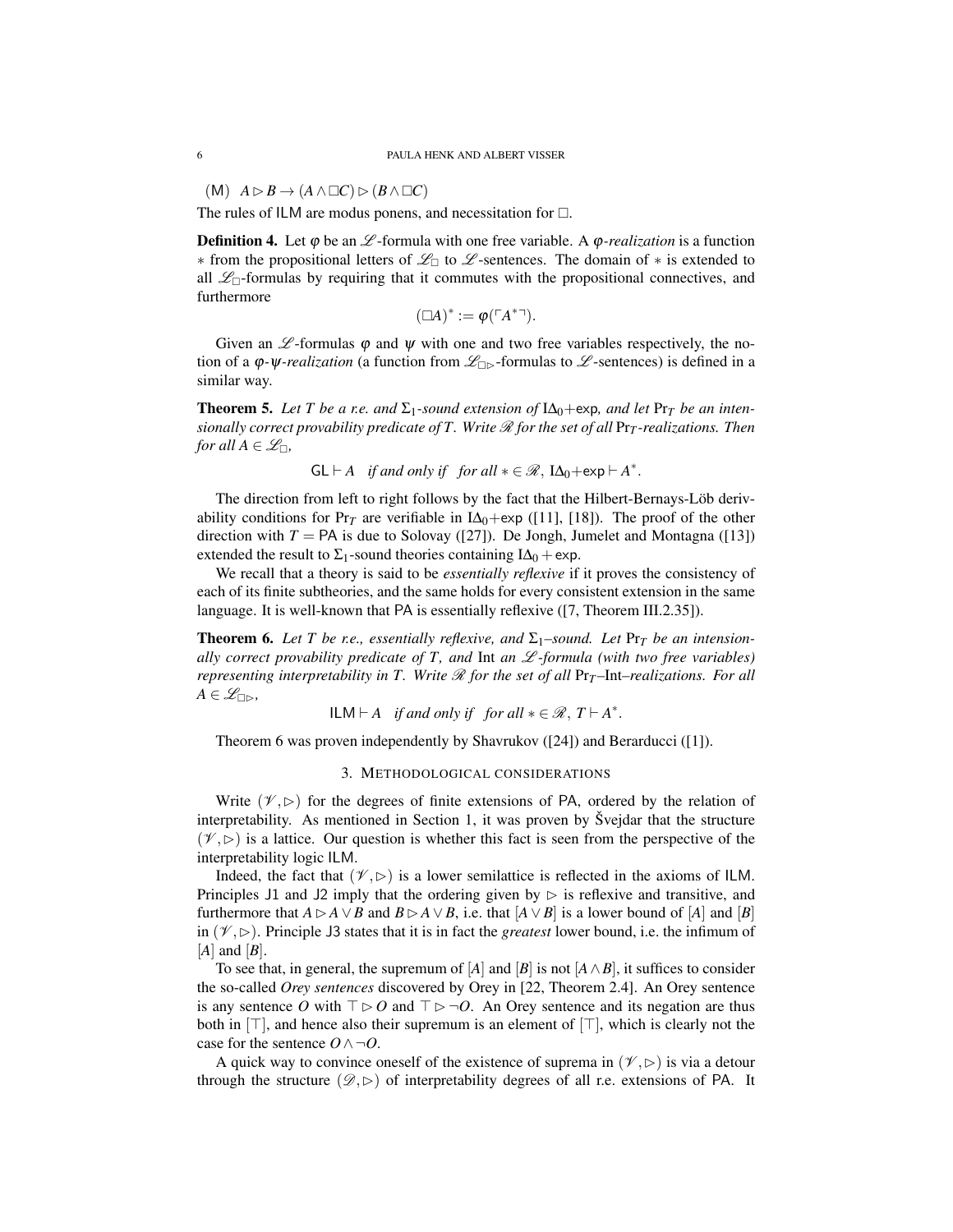(M) $A \rhd B \to (A \wedge \Box C) \rhd (B \wedge \Box C)$

The rules of ILM are modus ponens, and necessitation for $\Box$.

**Definition 4.** Let $\varphi$ be an $\mathscr{L}$-formula with one free variable. A *$\varphi$-realization* is a function $*$ from the propositional letters of $\mathscr{L}_\Box$ to $\mathscr{L}$-sentences. The domain of $*$ is extended to all $\mathscr{L}_\Box$-formulas by requiring that it commutes with the propositional connectives, and furthermore

$$(\Box A)^* := \varphi(\ulcorner A^* \urcorner).$$

Given an $\mathscr{L}$-formulas $\varphi$ and $\psi$ with one and two free variables respectively, the notion of a *$\varphi$-$\psi$-realization* (a function from $\mathscr{L}_{\Box\rhd}$-formulas to $\mathscr{L}$-sentences) is defined in a similar way.

**Theorem 5.** *Let $T$ be a r.e. and $\Sigma_1$-sound extension of $\mathrm{I}\Delta_0$+$\mathsf{exp}$, and let $\mathrm{Pr}_T$ be an intensionally correct provability predicate of $T$. Write $\mathscr{R}$ for the set of all $\mathrm{Pr}_T$-realizations. Then for all $A \in \mathscr{L}_\Box$,*

$$\mathsf{GL} \vdash A \quad \textit{if and only if} \quad \textit{for all } * \in \mathscr{R},\ \mathrm{I}\Delta_0\text{+}\mathsf{exp} \vdash A^*.$$

The direction from left to right follows by the fact that the Hilbert-Bernays-Löb derivability conditions for $\mathrm{Pr}_T$ are verifiable in $\mathrm{I}\Delta_0$+$\mathsf{exp}$ ([11], [18]). The proof of the other direction with $T = \mathsf{PA}$ is due to Solovay ([27]). De Jongh, Jumelet and Montagna ([13]) extended the result to $\Sigma_1$-sound theories containing $\mathrm{I}\Delta_0 + \mathsf{exp}$.

We recall that a theory is said to be *essentially reflexive* if it proves the consistency of each of its finite subtheories, and the same holds for every consistent extension in the same language. It is well-known that PA is essentially reflexive ([7, Theorem III.2.35]).

**Theorem 6.** *Let $T$ be r.e., essentially reflexive, and $\Sigma_1$–sound. Let $\mathrm{Pr}_T$ be an intensionally correct provability predicate of $T$, and* Int *an $\mathscr{L}$-formula (with two free variables) representing interpretability in $T$. Write $\mathscr{R}$ for the set of all $\mathrm{Pr}_T$–Int–realizations. For all $A \in \mathscr{L}_{\Box\rhd}$,*

$$\mathsf{ILM} \vdash A \quad \textit{if and only if} \quad \textit{for all } * \in \mathscr{R},\ T \vdash A^*.$$

Theorem 6 was proven independently by Shavrukov ([24]) and Berarducci ([1]).

## 3. Methodological considerations

Write $(\mathscr{V}, \rhd)$ for the degrees of finite extensions of PA, ordered by the relation of interpretability. As mentioned in Section 1, it was proven by Švejdar that the structure $(\mathscr{V}, \rhd)$ is a lattice. Our question is whether this fact is seen from the perspective of the interpretability logic ILM.

Indeed, the fact that $(\mathscr{V}, \rhd)$ is a lower semilattice is reflected in the axioms of ILM. Principles J1 and J2 imply that the ordering given by $\rhd$ is reflexive and transitive, and furthermore that $A \rhd A \vee B$ and $B \rhd A \vee B$, i.e. that $[A \vee B]$ is a lower bound of $[A]$ and $[B]$ in $(\mathscr{V}, \rhd)$. Principle J3 states that it is in fact the *greatest* lower bound, i.e. the infimum of $[A]$ and $[B]$.

To see that, in general, the supremum of $[A]$ and $[B]$ is not $[A \wedge B]$, it suffices to consider the so-called *Orey sentences* discovered by Orey in [22, Theorem 2.4]. An Orey sentence is any sentence $O$ with $\top \rhd O$ and $\top \rhd \neg O$. An Orey sentence and its negation are thus both in $[\top]$, and hence also their supremum is an element of $[\top]$, which is clearly not the case for the sentence $O \wedge \neg O$.

A quick way to convince oneself of the existence of suprema in $(\mathscr{V}, \rhd)$ is via a detour through the structure $(\mathscr{D}, \rhd)$ of interpretability degrees of all r.e. extensions of PA. It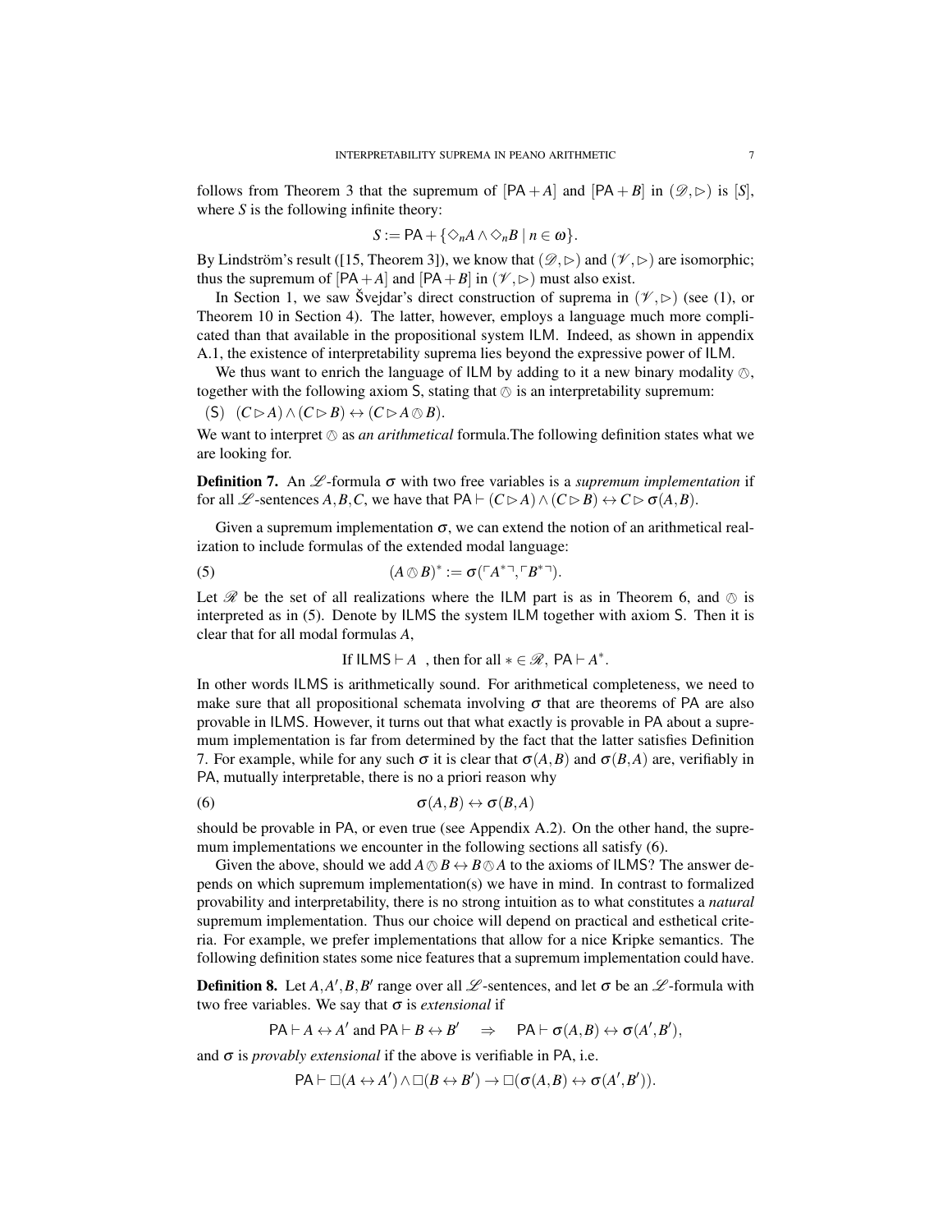follows from Theorem 3 that the supremum of $[\mathsf{PA}+A]$ and $[\mathsf{PA}+B]$ in $(\mathscr{D},\rhd)$ is $[S]$, where $S$ is the following infinite theory:

$$S := \mathsf{PA} + \{\Diamond_n A \wedge \Diamond_n B \mid n \in \omega\}.$$

By Lindström's result ([15, Theorem 3]), we know that $(\mathscr{D},\rhd)$ and $(\mathscr{V},\rhd)$ are isomorphic; thus the supremum of $[\mathsf{PA}+A]$ and $[\mathsf{PA}+B]$ in $(\mathscr{V},\rhd)$ must also exist.

In Section 1, we saw Švejdar's direct construction of suprema in $(\mathscr{V},\rhd)$ (see (1), or Theorem 10 in Section 4). The latter, however, employs a language much more complicated than that available in the propositional system ILM. Indeed, as shown in appendix A.1, the existence of interpretability suprema lies beyond the expressive power of ILM.

We thus want to enrich the language of ILM by adding to it a new binary modality $\oslash$, together with the following axiom S, stating that $\oslash$ is an interpretability supremum:

(S) $\quad (C \rhd A) \wedge (C \rhd B) \leftrightarrow (C \rhd A \oslash B)$.

We want to interpret $\oslash$ as *an arithmetical* formula.The following definition states what we are looking for.

**Definition 7.** An $\mathscr{L}$-formula $\sigma$ with two free variables is a *supremum implementation* if for all $\mathscr{L}$-sentences $A,B,C$, we have that $\mathsf{PA} \vdash (C \rhd A) \wedge (C \rhd B) \leftrightarrow C \rhd \sigma(A,B)$.

Given a supremum implementation $\sigma$, we can extend the notion of an arithmetical realization to include formulas of the extended modal language:

$$(A \oslash B)^* := \sigma(\ulcorner A^* \urcorner, \ulcorner B^* \urcorner). \tag{5}$$

Let $\mathscr{R}$ be the set of all realizations where the ILM part is as in Theorem 6, and $\oslash$ is interpreted as in (5). Denote by ILMS the system ILM together with axiom S. Then it is clear that for all modal formulas $A$,

$$\text{If } \mathsf{ILMS} \vdash A \text{ , then for all } * \in \mathscr{R},\ \mathsf{PA} \vdash A^*.$$

In other words ILMS is arithmetically sound. For arithmetical completeness, we need to make sure that all propositional schemata involving $\sigma$ that are theorems of PA are also provable in ILMS. However, it turns out that what exactly is provable in PA about a supremum implementation is far from determined by the fact that the latter satisfies Definition 7. For example, while for any such $\sigma$ it is clear that $\sigma(A,B)$ and $\sigma(B,A)$ are, verifiably in PA, mutually interpretable, there is no a priori reason why

$$\sigma(A,B) \leftrightarrow \sigma(B,A) \tag{6}$$

should be provable in PA, or even true (see Appendix A.2). On the other hand, the supremum implementations we encounter in the following sections all satisfy (6).

Given the above, should we add $A \oslash B \leftrightarrow B \oslash A$ to the axioms of ILMS? The answer depends on which supremum implementation(s) we have in mind. In contrast to formalized provability and interpretability, there is no strong intuition as to what constitutes a *natural* supremum implementation. Thus our choice will depend on practical and esthetical criteria. For example, we prefer implementations that allow for a nice Kripke semantics. The following definition states some nice features that a supremum implementation could have.

**Definition 8.** Let $A,A',B,B'$ range over all $\mathscr{L}$-sentences, and let $\sigma$ be an $\mathscr{L}$-formula with two free variables. We say that $\sigma$ is *extensional* if

$$\mathsf{PA} \vdash A \leftrightarrow A' \text{ and } \mathsf{PA} \vdash B \leftrightarrow B' \quad \Rightarrow \quad \mathsf{PA} \vdash \sigma(A,B) \leftrightarrow \sigma(A',B'),$$

and $\sigma$ is *provably extensional* if the above is verifiable in PA, i.e.

$$\mathsf{PA} \vdash \Box(A \leftrightarrow A') \wedge \Box(B \leftrightarrow B') \rightarrow \Box(\sigma(A,B) \leftrightarrow \sigma(A',B')).$$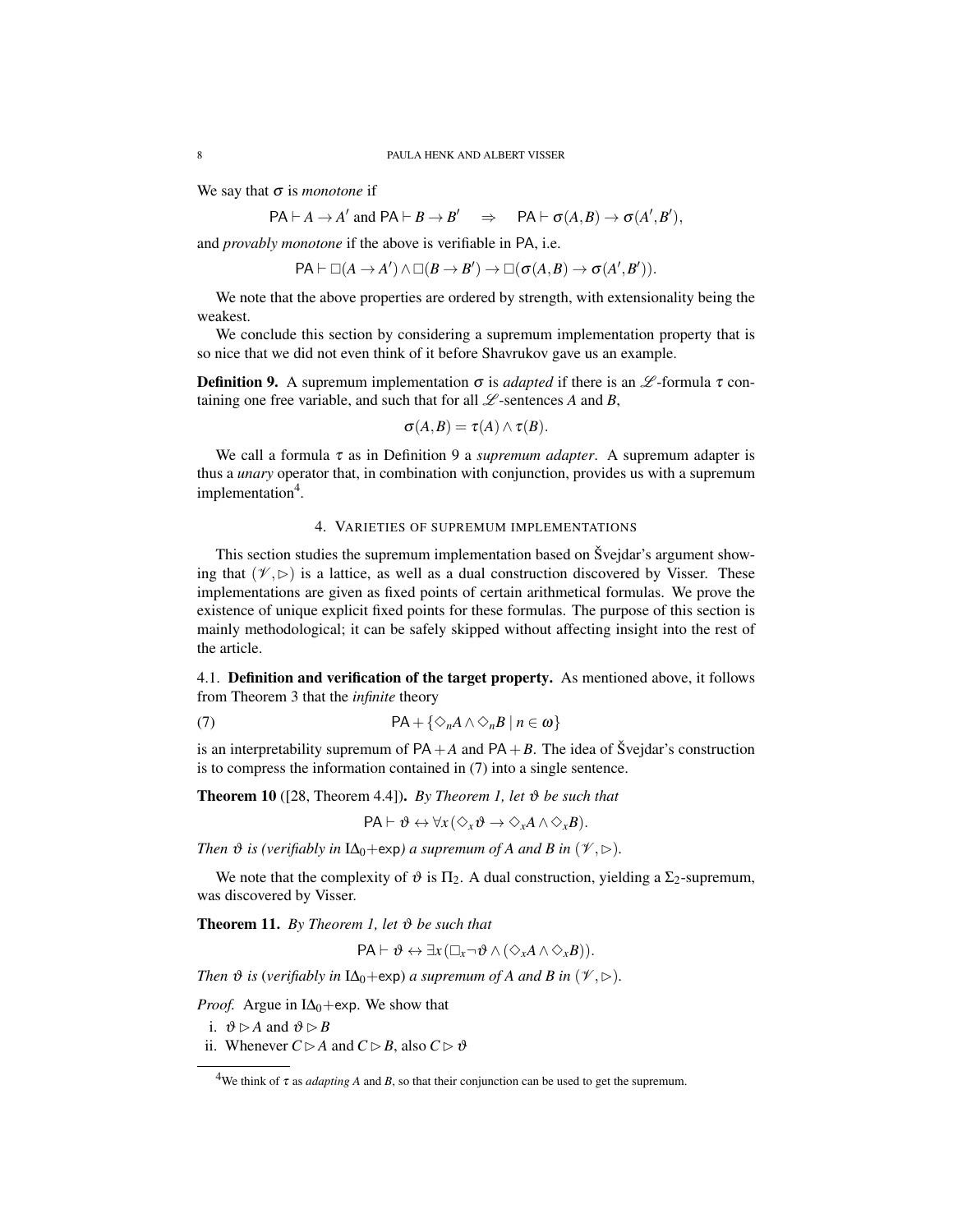We say that $\sigma$ is *monotone* if

$$\mathsf{PA} \vdash A \to A' \text{ and } \mathsf{PA} \vdash B \to B' \quad \Rightarrow \quad \mathsf{PA} \vdash \sigma(A,B) \to \sigma(A',B'),$$

and *provably monotone* if the above is verifiable in PA, i.e.

$$\mathsf{PA} \vdash \Box(A \to A') \wedge \Box(B \to B') \to \Box(\sigma(A,B) \to \sigma(A',B')).$$

We note that the above properties are ordered by strength, with extensionality being the weakest.

We conclude this section by considering a supremum implementation property that is so nice that we did not even think of it before Shavrukov gave us an example.

**Definition 9.** A supremum implementation $\sigma$ is *adapted* if there is an $\mathscr{L}$-formula $\tau$ containing one free variable, and such that for all $\mathscr{L}$-sentences $A$ and $B$,

$$\sigma(A,B) = \tau(A) \wedge \tau(B).$$

We call a formula $\tau$ as in Definition 9 a *supremum adapter*. A supremum adapter is thus a *unary* operator that, in combination with conjunction, provides us with a supremum implementation[4].

## 4. Varieties of supremum implementations

This section studies the supremum implementation based on Švejdar's argument showing that $(\mathscr{V}, \rhd)$ is a lattice, as well as a dual construction discovered by Visser. These implementations are given as fixed points of certain arithmetical formulas. We prove the existence of unique explicit fixed points for these formulas. The purpose of this section is mainly methodological; it can be safely skipped without affecting insight into the rest of the article.

4.1. **Definition and verification of the target property.** As mentioned above, it follows from Theorem 3 that the *infinite* theory

$$\mathsf{PA} + \{\Diamond_n A \wedge \Diamond_n B \mid n \in \omega\} \tag{7}$$

is an interpretability supremum of $\mathsf{PA}+A$ and $\mathsf{PA}+B$. The idea of Švejdar's construction is to compress the information contained in (7) into a single sentence.

**Theorem 10** ([28, Theorem 4.4])**.** *By Theorem 1, let $\vartheta$ be such that*

$$\mathsf{PA} \vdash \vartheta \leftrightarrow \forall x (\Diamond_x \vartheta \to \Diamond_x A \wedge \Diamond_x B).$$

*Then $\vartheta$ is (verifiably in $\mathrm{I}\Delta_0$+$\mathsf{exp}$) a supremum of $A$ and $B$ in $(\mathscr{V}, \rhd)$.*

We note that the complexity of $\vartheta$ is $\Pi_2$. A dual construction, yielding a $\Sigma_2$-supremum, was discovered by Visser.

**Theorem 11.** *By Theorem 1, let $\vartheta$ be such that*

$$\mathsf{PA} \vdash \vartheta \leftrightarrow \exists x (\Box_x \neg\vartheta \wedge (\Diamond_x A \wedge \Diamond_x B)).$$

*Then $\vartheta$ is* (*verifiably in $\mathrm{I}\Delta_0$+$\mathsf{exp}$*) *a supremum of $A$ and $B$ in $(\mathscr{V}, \rhd)$.*

*Proof.* Argue in $\mathrm{I}\Delta_0$+$\mathsf{exp}$. We show that

i. $\vartheta \rhd A$ and $\vartheta \rhd B$
ii. Whenever $C \rhd A$ and $C \rhd B$, also $C \rhd \vartheta$

[4] We think of $\tau$ as *adapting* $A$ and $B$, so that their conjunction can be used to get the supremum.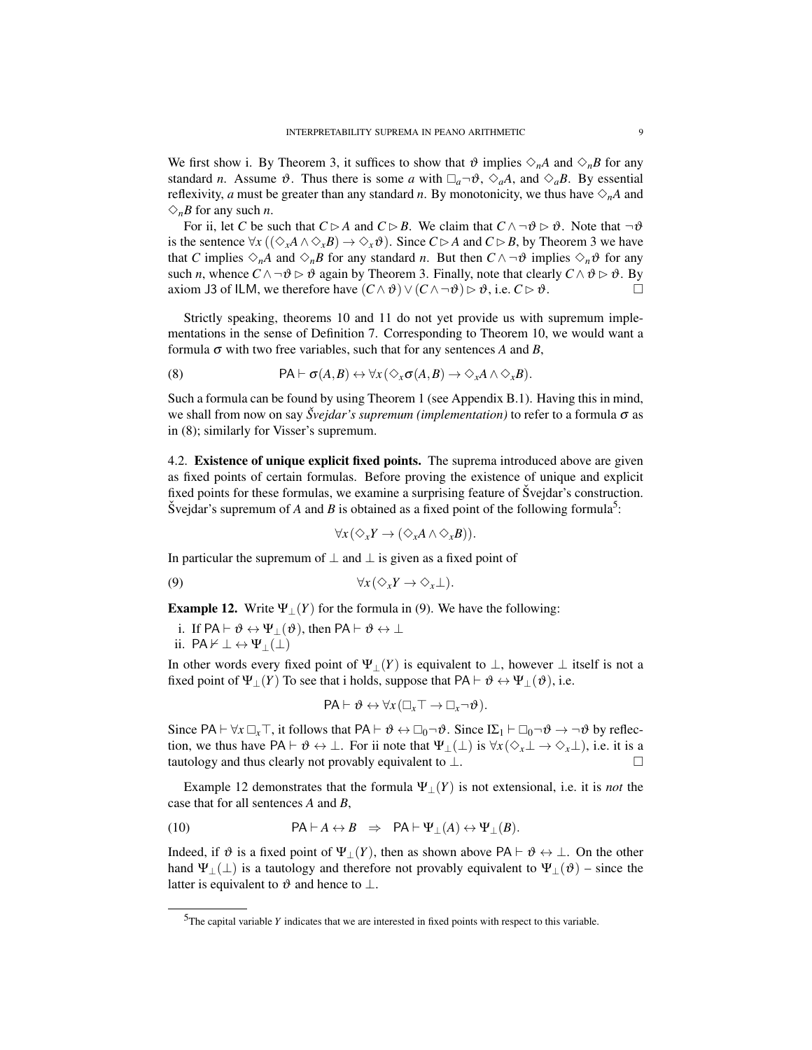We first show i. By Theorem 3, it suffices to show that $\vartheta$ implies $\Diamond_n A$ and $\Diamond_n B$ for any standard $n$. Assume $\vartheta$. Thus there is some $a$ with $\Box_a \neg\vartheta$, $\Diamond_a A$, and $\Diamond_a B$. By essential reflexivity, $a$ must be greater than any standard $n$. By monotonicity, we thus have $\Diamond_n A$ and $\Diamond_n B$ for any such $n$.

For ii, let $C$ be such that $C \rhd A$ and $C \rhd B$. We claim that $C \wedge \neg\vartheta \rhd \vartheta$. Note that $\neg\vartheta$ is the sentence $\forall x\,((\Diamond_x A \wedge \Diamond_x B) \to \Diamond_x \vartheta)$. Since $C \rhd A$ and $C \rhd B$, by Theorem 3 we have that $C$ implies $\Diamond_n A$ and $\Diamond_n B$ for any standard $n$. But then $C \wedge \neg\vartheta$ implies $\Diamond_n \vartheta$ for any such $n$, whence $C \wedge \neg\vartheta \rhd \vartheta$ again by Theorem 3. Finally, note that clearly $C \wedge \vartheta \rhd \vartheta$. By axiom J3 of ILM, we therefore have $(C \wedge \vartheta) \vee (C \wedge \neg\vartheta) \rhd \vartheta$, i.e. $C \rhd \vartheta$. □

Strictly speaking, theorems 10 and 11 do not yet provide us with supremum implementations in the sense of Definition 7. Corresponding to Theorem 10, we would want a formula $\sigma$ with two free variables, such that for any sentences $A$ and $B$,

$$\mathsf{PA} \vdash \sigma(A,B) \leftrightarrow \forall x\,(\Diamond_x \sigma(A,B) \to \Diamond_x A \wedge \Diamond_x B). \tag{8}$$

Such a formula can be found by using Theorem 1 (see Appendix B.1). Having this in mind, we shall from now on say *Švejdar's supremum (implementation)* to refer to a formula $\sigma$ as in (8); similarly for Visser's supremum.

## 4.2. Existence of unique explicit fixed points.

The suprema introduced above are given as fixed points of certain formulas. Before proving the existence of unique and explicit fixed points for these formulas, we examine a surprising feature of Švejdar's construction. Švejdar's supremum of $A$ and $B$ is obtained as a fixed point of the following formula[5]:

$$\forall x\,(\Diamond_x Y \to (\Diamond_x A \wedge \Diamond_x B)).$$

In particular the supremum of $\bot$ and $\bot$ is given as a fixed point of

$$\forall x\,(\Diamond_x Y \to \Diamond_x \bot). \tag{9}$$

**Example 12.** Write $\Psi_\bot(Y)$ for the formula in (9). We have the following:

i. If $\mathsf{PA} \vdash \vartheta \leftrightarrow \Psi_\bot(\vartheta)$, then $\mathsf{PA} \vdash \vartheta \leftrightarrow \bot$
ii. $\mathsf{PA} \nvdash \bot \leftrightarrow \Psi_\bot(\bot)$

In other words every fixed point of $\Psi_\bot(Y)$ is equivalent to $\bot$, however $\bot$ itself is not a fixed point of $\Psi_\bot(Y)$ To see that i holds, suppose that $\mathsf{PA} \vdash \vartheta \leftrightarrow \Psi_\bot(\vartheta)$, i.e.

$$\mathsf{PA} \vdash \vartheta \leftrightarrow \forall x\,(\Box_x \top \to \Box_x \neg\vartheta).$$

Since $\mathsf{PA} \vdash \forall x\, \Box_x \top$, it follows that $\mathsf{PA} \vdash \vartheta \leftrightarrow \Box_0 \neg\vartheta$. Since $\mathrm{I}\Sigma_1 \vdash \Box_0 \neg\vartheta \to \neg\vartheta$ by reflection, we thus have $\mathsf{PA} \vdash \vartheta \leftrightarrow \bot$. For ii note that $\Psi_\bot(\bot)$ is $\forall x\,(\Diamond_x \bot \to \Diamond_x \bot)$, i.e. it is a tautology and thus clearly not provably equivalent to $\bot$. □

Example 12 demonstrates that the formula $\Psi_\bot(Y)$ is not extensional, i.e. it is *not* the case that for all sentences $A$ and $B$,

$$\mathsf{PA} \vdash A \leftrightarrow B \quad \Rightarrow \quad \mathsf{PA} \vdash \Psi_\bot(A) \leftrightarrow \Psi_\bot(B). \tag{10}$$

Indeed, if $\vartheta$ is a fixed point of $\Psi_\bot(Y)$, then as shown above $\mathsf{PA} \vdash \vartheta \leftrightarrow \bot$. On the other hand $\Psi_\bot(\bot)$ is a tautology and therefore not provably equivalent to $\Psi_\bot(\vartheta)$ – since the latter is equivalent to $\vartheta$ and hence to $\bot$.

[5] The capital variable $Y$ indicates that we are interested in fixed points with respect to this variable.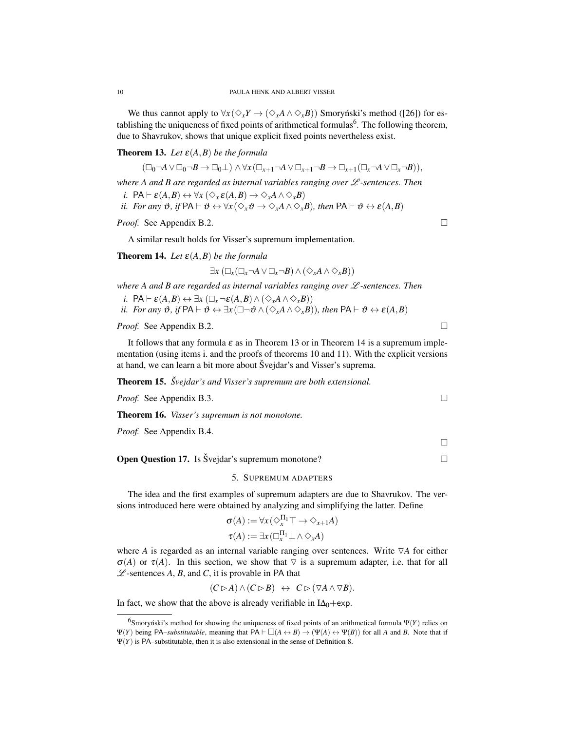We thus cannot apply to $\forall x\,(\Diamond_x Y \to (\Diamond_x A \wedge \Diamond_x B))$ Smoryński's method ([26]) for establishing the uniqueness of fixed points of arithmetical formulas[6]. The following theorem, due to Shavrukov, shows that unique explicit fixed points nevertheless exist.

**Theorem 13.** *Let $\varepsilon(A,B)$ be the formula*

$$(\Box_0\neg A \vee \Box_0\neg B \to \Box_0\bot) \wedge \forall x\,(\Box_{x+1}\neg A \vee \Box_{x+1}\neg B \to \Box_{x+1}(\Box_x\neg A \vee \Box_x\neg B)),$$

*where $A$ and $B$ are regarded as internal variables ranging over $\mathscr{L}$-sentences. Then*

*i.* $\mathsf{PA} \vdash \varepsilon(A,B) \leftrightarrow \forall x\,(\Diamond_x\,\varepsilon(A,B) \to \Diamond_x A \wedge \Diamond_x B)$

*ii. For any $\vartheta$, if $\mathsf{PA} \vdash \vartheta \leftrightarrow \forall x\,(\Diamond_x\vartheta \to \Diamond_x A \wedge \Diamond_x B)$, then $\mathsf{PA} \vdash \vartheta \leftrightarrow \varepsilon(A,B)$*

*Proof.* See Appendix B.2. □

A similar result holds for Visser's supremum implementation.

**Theorem 14.** *Let $\varepsilon(A,B)$ be the formula*

$$\exists x\,(\Box_x(\Box_x\neg A \vee \Box_x\neg B) \wedge (\Diamond_x A \wedge \Diamond_x B))$$

*where $A$ and $B$ are regarded as internal variables ranging over $\mathscr{L}$-sentences. Then*

*i.* $\mathsf{PA} \vdash \varepsilon(A,B) \leftrightarrow \exists x\,(\Box_x\neg\varepsilon(A,B) \wedge (\Diamond_x A \wedge \Diamond_x B))$

*ii. For any $\vartheta$, if $\mathsf{PA} \vdash \vartheta \leftrightarrow \exists x\,(\Box\neg\vartheta \wedge (\Diamond_x A \wedge \Diamond_x B))$, then $\mathsf{PA} \vdash \vartheta \leftrightarrow \varepsilon(A,B)$*

*Proof.* See Appendix B.2. □

It follows that any formula $\varepsilon$ as in Theorem 13 or in Theorem 14 is a supremum implementation (using items i. and the proofs of theorems 10 and 11). With the explicit versions at hand, we can learn a bit more about Švejdar's and Visser's suprema.

**Theorem 15.** *Švejdar's and Visser's supremum are both extensional.*

*Proof.* See Appendix B.3. □

**Theorem 16.** *Visser's supremum is not monotone.*

*Proof.* See Appendix B.4. □

**Open Question 17.** Is Švejdar's supremum monotone? □

## 5. SUPREMUM ADAPTERS

The idea and the first examples of supremum adapters are due to Shavrukov. The versions introduced here were obtained by analyzing and simplifying the latter. Define

$$\sigma(A) := \forall x\,(\Diamond_x^{\Pi_1}\top \to \Diamond_{x+1}A)$$
$$\tau(A) := \exists x\,(\Box_x^{\Pi_1}\bot \wedge \Diamond_x A)$$

where $A$ is regarded as an internal variable ranging over sentences. Write $\triangledown A$ for either $\sigma(A)$ or $\tau(A)$. In this section, we show that $\triangledown$ is a supremum adapter, i.e. that for all $\mathscr{L}$-sentences $A$, $B$, and $C$, it is provable in $\mathsf{PA}$ that

$$(C \rhd A) \wedge (C \rhd B) \;\leftrightarrow\; C \rhd (\triangledown A \wedge \triangledown B).$$

In fact, we show that the above is already verifiable in $\mathrm{I}\Delta_0 + \mathsf{exp}$.

[6] Smoryński's method for showing the uniqueness of fixed points of an arithmetical formula $\Psi(Y)$ relies on $\Psi(Y)$ being $\mathsf{PA}$–*substitutable*, meaning that $\mathsf{PA} \vdash \Box(A \leftrightarrow B) \to (\Psi(A) \leftrightarrow \Psi(B))$ for all $A$ and $B$. Note that if $\Psi(Y)$ is $\mathsf{PA}$–substitutable, then it is also extensional in the sense of Definition 8.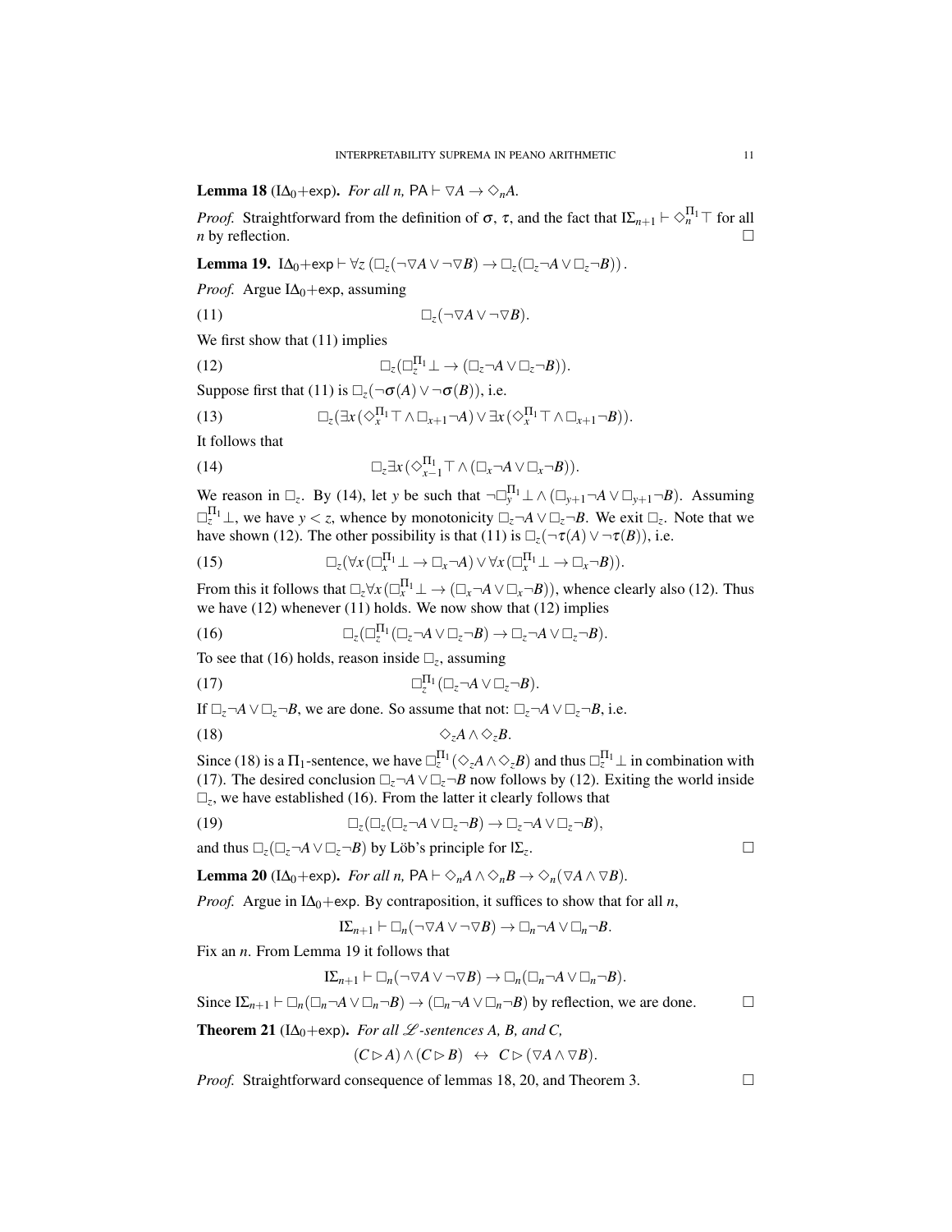**Lemma 18** ($\mathrm{I}\Delta_0$+$\mathsf{exp}$). *For all $n$, $\mathsf{PA} \vdash \triangledown A \to \Diamond_n A$.*

*Proof.* Straightforward from the definition of $\sigma$, $\tau$, and the fact that $\mathrm{I}\Sigma_{n+1} \vdash \Diamond_n^{\Pi_1} \top$ for all $n$ by reflection. $\square$

**Lemma 19.** $\mathrm{I}\Delta_0$+$\mathsf{exp} \vdash \forall z\, (\Box_z(\neg\triangledown A \vee \neg\triangledown B) \to \Box_z(\Box_z \neg A \vee \Box_z \neg B))$.

*Proof.* Argue $\mathrm{I}\Delta_0$+$\mathsf{exp}$, assuming

$$\Box_z(\neg\triangledown A \vee \neg\triangledown B). \tag{11}$$

We first show that (11) implies

$$\Box_z(\Box_z^{\Pi_1} \bot \to (\Box_z \neg A \vee \Box_z \neg B)). \tag{12}$$

Suppose first that (11) is $\Box_z(\neg\sigma(A) \vee \neg\sigma(B))$, i.e.

$$\Box_z(\exists x(\Diamond_x^{\Pi_1} \top \wedge \Box_{x+1} \neg A) \vee \exists x(\Diamond_x^{\Pi_1} \top \wedge \Box_{x+1} \neg B)). \tag{13}$$

It follows that

$$\Box_z \exists x(\Diamond_{x-1}^{\Pi_1} \top \wedge (\Box_x \neg A \vee \Box_x \neg B)). \tag{14}$$

We reason in $\Box_z$. By (14), let $y$ be such that $\neg\Box_y^{\Pi_1} \bot \wedge (\Box_{y+1} \neg A \vee \Box_{y+1} \neg B)$. Assuming $\Box_z^{\Pi_1} \bot$, we have $y < z$, whence by monotonicity $\Box_z \neg A \vee \Box_z \neg B$. We exit $\Box_z$. Note that we have shown (12). The other possibility is that (11) is $\Box_z(\neg\tau(A) \vee \neg\tau(B))$, i.e.

$$\Box_z(\forall x(\Box_x^{\Pi_1} \bot \to \Box_x \neg A) \vee \forall x(\Box_x^{\Pi_1} \bot \to \Box_x \neg B)). \tag{15}$$

From this it follows that $\Box_z \forall x(\Box_x^{\Pi_1} \bot \to (\Box_x \neg A \vee \Box_x \neg B))$, whence clearly also (12). Thus we have (12) whenever (11) holds. We now show that (12) implies

$$\Box_z(\Box_z^{\Pi_1}(\Box_z \neg A \vee \Box_z \neg B) \to \Box_z \neg A \vee \Box_z \neg B). \tag{16}$$

To see that (16) holds, reason inside $\Box_z$, assuming

$$\Box_z^{\Pi_1}(\Box_z \neg A \vee \Box_z \neg B). \tag{17}$$

If $\Box_z \neg A \vee \Box_z \neg B$, we are done. So assume that not: $\Box_z \neg A \vee \Box_z \neg B$, i.e.

$$\Diamond_z A \wedge \Diamond_z B. \tag{18}$$

Since (18) is a $\Pi_1$-sentence, we have $\Box_z^{\Pi_1}(\Diamond_z A \wedge \Diamond_z B)$ and thus $\Box_z^{\Pi_1} \bot$ in combination with (17). The desired conclusion $\Box_z \neg A \vee \Box_z \neg B$ now follows by (12). Exiting the world inside $\Box_z$, we have established (16). From the latter it clearly follows that

$$\Box_z(\Box_z(\Box_z \neg A \vee \Box_z \neg B) \to \Box_z \neg A \vee \Box_z \neg B), \tag{19}$$

and thus $\Box_z(\Box_z \neg A \vee \Box_z \neg B)$ by Löb's principle for $\mathrm{I}\Sigma_z$. $\square$

**Lemma 20** ($\mathrm{I}\Delta_0$+$\mathsf{exp}$). *For all $n$, $\mathsf{PA} \vdash \Diamond_n A \wedge \Diamond_n B \to \Diamond_n(\triangledown A \wedge \triangledown B)$.*

*Proof.* Argue in $\mathrm{I}\Delta_0$+$\mathsf{exp}$. By contraposition, it suffices to show that for all $n$,

$$\mathrm{I}\Sigma_{n+1} \vdash \Box_n(\neg\triangledown A \vee \neg\triangledown B) \to \Box_n \neg A \vee \Box_n \neg B.$$

Fix an $n$. From Lemma 19 it follows that

$$\mathrm{I}\Sigma_{n+1} \vdash \Box_n(\neg\triangledown A \vee \neg\triangledown B) \to \Box_n(\Box_n \neg A \vee \Box_n \neg B).$$

Since $\mathrm{I}\Sigma_{n+1} \vdash \Box_n(\Box_n \neg A \vee \Box_n \neg B) \to (\Box_n \neg A \vee \Box_n \neg B)$ by reflection, we are done. $\square$

**Theorem 21** ($\mathrm{I}\Delta_0$+$\mathsf{exp}$). *For all $\mathscr{L}$-sentences $A$, $B$, and $C$,*

$$(C \rhd A) \wedge (C \rhd B) \;\leftrightarrow\; C \rhd (\triangledown A \wedge \triangledown B).$$

*Proof.* Straightforward consequence of lemmas 18, 20, and Theorem 3. $\square$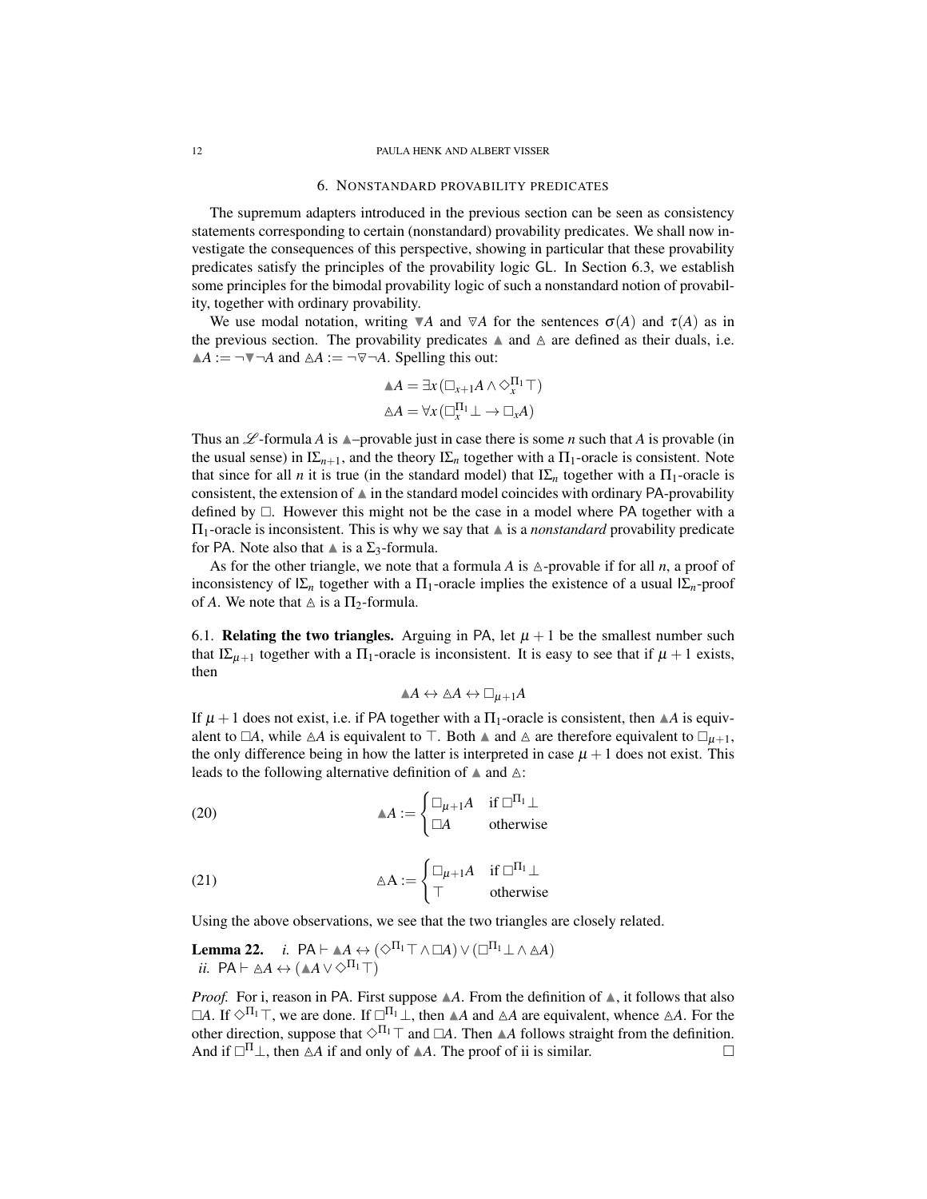## 6. Nonstandard provability predicates

The supremum adapters introduced in the previous section can be seen as consistency statements corresponding to certain (nonstandard) provability predicates. We shall now investigate the consequences of this perspective, showing in particular that these provability predicates satisfy the principles of the provability logic GL. In Section 6.3, we establish some principles for the bimodal provability logic of such a nonstandard notion of provability, together with ordinary provability.

We use modal notation, writing $\blacktriangledown A$ and $\triangledown A$ for the sentences $\sigma(A)$ and $\tau(A)$ as in the previous section. The provability predicates $\blacktriangle$ and $\vartriangle$ are defined as their duals, i.e. $\blacktriangle A := \neg\blacktriangledown\neg A$ and $\vartriangle A := \neg\triangledown\neg A$. Spelling this out:

$$\blacktriangle A = \exists x\,(\Box_{x+1}A \wedge \Diamond_x^{\Pi_1}\top)$$
$$\vartriangle A = \forall x\,(\Box_x^{\Pi_1}\bot \to \Box_x A)$$

Thus an $\mathscr{L}$-formula $A$ is $\blacktriangle$–provable just in case there is some $n$ such that $A$ is provable (in the usual sense) in $\mathrm{I}\Sigma_{n+1}$, and the theory $\mathrm{I}\Sigma_n$ together with a $\Pi_1$-oracle is consistent. Note that since for all $n$ it is true (in the standard model) that $\mathrm{I}\Sigma_n$ together with a $\Pi_1$-oracle is consistent, the extension of $\blacktriangle$ in the standard model coincides with ordinary PA-provability defined by $\Box$. However this might not be the case in a model where PA together with a $\Pi_1$-oracle is inconsistent. This is why we say that $\blacktriangle$ is a *nonstandard* provability predicate for PA. Note also that $\blacktriangle$ is a $\Sigma_3$-formula.

As for the other triangle, we note that a formula $A$ is $\vartriangle$-provable if for all $n$, a proof of inconsistency of $\mathrm{I}\Sigma_n$ together with a $\Pi_1$-oracle implies the existence of a usual $\mathrm{I}\Sigma_n$-proof of $A$. We note that $\vartriangle$ is a $\Pi_2$-formula.

### 6.1. Relating the two triangles.

Arguing in PA, let $\mu+1$ be the smallest number such that $\mathrm{I}\Sigma_{\mu+1}$ together with a $\Pi_1$-oracle is inconsistent. It is easy to see that if $\mu+1$ exists, then

$$\blacktriangle A \leftrightarrow \vartriangle A \leftrightarrow \Box_{\mu+1}A$$

If $\mu+1$ does not exist, i.e. if PA together with a $\Pi_1$-oracle is consistent, then $\blacktriangle A$ is equivalent to $\Box A$, while $\vartriangle A$ is equivalent to $\top$. Both $\blacktriangle$ and $\vartriangle$ are therefore equivalent to $\Box_{\mu+1}$, the only difference being in how the latter is interpreted in case $\mu+1$ does not exist. This leads to the following alternative definition of $\blacktriangle$ and $\vartriangle$:

$$\blacktriangle A := \begin{cases} \Box_{\mu+1}A & \text{if } \Box^{\Pi_1}\bot \\ \Box A & \text{otherwise} \end{cases} \tag{20}$$

$$\vartriangle A := \begin{cases} \Box_{\mu+1}A & \text{if } \Box^{\Pi_1}\bot \\ \top & \text{otherwise} \end{cases} \tag{21}$$

Using the above observations, we see that the two triangles are closely related.

**Lemma 22.** *i.* $\mathsf{PA} \vdash \blacktriangle A \leftrightarrow (\Diamond^{\Pi_1}\top \wedge \Box A) \vee (\Box^{\Pi_1}\bot \wedge \vartriangle A)$
*ii.* $\mathsf{PA} \vdash \vartriangle A \leftrightarrow (\blacktriangle A \vee \Diamond^{\Pi_1}\top)$

*Proof.* For i, reason in PA. First suppose $\blacktriangle A$. From the definition of $\blacktriangle$, it follows that also $\Box A$. If $\Diamond^{\Pi_1}\top$, we are done. If $\Box^{\Pi_1}\bot$, then $\blacktriangle A$ and $\vartriangle A$ are equivalent, whence $\vartriangle A$. For the other direction, suppose that $\Diamond^{\Pi_1}\top$ and $\Box A$. Then $\blacktriangle A$ follows straight from the definition. And if $\Box^{\Pi}\bot$, then $\vartriangle A$ if and only of $\blacktriangle A$. The proof of ii is similar. $\Box$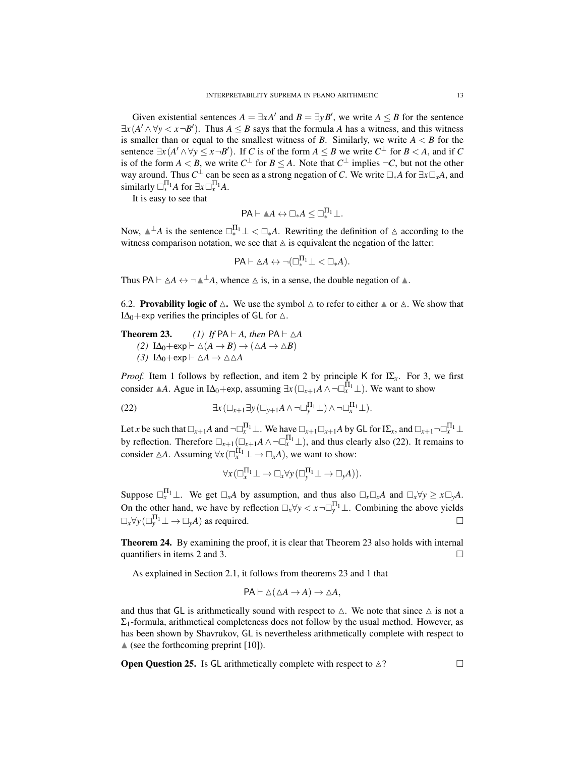Given existential sentences $A = \exists x A'$ and $B = \exists y B'$, we write $A \leq B$ for the sentence $\exists x (A' \wedge \forall y < x \neg B')$. Thus $A \leq B$ says that the formula $A$ has a witness, and this witness is smaller than or equal to the smallest witness of $B$. Similarly, we write $A < B$ for the sentence $\exists x (A' \wedge \forall y \leq x \neg B')$. If $C$ is of the form $A \leq B$ we write $C^{\perp}$ for $B < A$, and if $C$ is of the form $A < B$, we write $C^{\perp}$ for $B \leq A$. Note that $C^{\perp}$ implies $\neg C$, but not the other way around. Thus $C^{\perp}$ can be seen as a strong negation of $C$. We write $\Box_* A$ for $\exists x \Box_x A$, and similarly $\Box_*^{\Pi_1} A$ for $\exists x \Box_x^{\Pi_1} A$.

It is easy to see that

$$\mathsf{PA} \vdash \blacktriangle A \leftrightarrow \Box_* A \leq \Box_*^{\Pi_1} \bot.$$

Now, $\blacktriangle^{\perp} A$ is the sentence $\Box_*^{\Pi_1} \bot < \Box_* A$. Rewriting the definition of $\vartriangle$ according to the witness comparison notation, we see that $\vartriangle$ is equivalent the negation of the latter:

$$\mathsf{PA} \vdash \vartriangle A \leftrightarrow \neg(\Box_*^{\Pi_1} \bot < \Box_* A).$$

Thus $\mathsf{PA} \vdash \vartriangle A \leftrightarrow \neg \blacktriangle^{\perp} A$, whence $\vartriangle$ is, in a sense, the double negation of $\blacktriangle$.

6.2. **Provability logic of $\triangle$.** We use the symbol $\triangle$ to refer to either $\blacktriangle$ or $\vartriangle$. We show that $\mathrm{I}\Delta_0 + \mathsf{exp}$ verifies the principles of $\mathsf{GL}$ for $\triangle$.

**Theorem 23.** *(1) If $\mathsf{PA} \vdash A$, then $\mathsf{PA} \vdash \triangle A$*

*(2) $\mathrm{I}\Delta_0 + \mathsf{exp} \vdash \triangle(A \to B) \to (\triangle A \to \triangle B)$*

*(3) $\mathrm{I}\Delta_0 + \mathsf{exp} \vdash \triangle A \to \triangle \triangle A$*

*Proof.* Item 1 follows by reflection, and item 2 by principle $\mathsf{K}$ for $\mathrm{I}\Sigma_x$. For 3, we first consider $\blacktriangle A$. Ague in $\mathrm{I}\Delta_0 + \mathsf{exp}$, assuming $\exists x (\Box_{x+1} A \wedge \neg \Box_x^{\Pi_1} \bot)$. We want to show

$$\exists x (\Box_{x+1} \exists y (\Box_{y+1} A \wedge \neg \Box_y^{\Pi_1} \bot) \wedge \neg \Box_x^{\Pi_1} \bot). \tag{22}$$

Let $x$ be such that $\Box_{x+1} A$ and $\neg \Box_x^{\Pi_1} \bot$. We have $\Box_{x+1} \Box_{x+1} A$ by $\mathsf{GL}$ for $\mathrm{I}\Sigma_x$, and $\Box_{x+1} \neg \Box_x^{\Pi_1} \bot$ by reflection. Therefore $\Box_{x+1} (\Box_{x+1} A \wedge \neg \Box_x^{\Pi_1} \bot)$, and thus clearly also (22). It remains to consider $\vartriangle A$. Assuming $\forall x (\Box_x^{\Pi_1} \bot \to \Box_x A)$, we want to show:

$$\forall x (\Box_x^{\Pi_1} \bot \to \Box_x \forall y (\Box_y^{\Pi_1} \bot \to \Box_y A)).$$

Suppose $\Box_x^{\Pi_1} \bot$. We get $\Box_x A$ by assumption, and thus also $\Box_x \Box_x A$ and $\Box_x \forall y \geq x \Box_y A$. On the other hand, we have by reflection $\Box_x \forall y < x \neg \Box_y^{\Pi_1} \bot$. Combining the above yields $\Box_x \forall y (\Box_y^{\Pi_1} \bot \to \Box_y A)$ as required. $\square$

**Theorem 24.** By examining the proof, it is clear that Theorem 23 also holds with internal quantifiers in items 2 and 3. $\square$

As explained in Section 2.1, it follows from theorems 23 and 1 that

$$\mathsf{PA} \vdash \triangle(\triangle A \to A) \to \triangle A,$$

and thus that $\mathsf{GL}$ is arithmetically sound with respect to $\triangle$. We note that since $\triangle$ is not a $\Sigma_1$-formula, arithmetical completeness does not follow by the usual method. However, as has been shown by Shavrukov, $\mathsf{GL}$ is nevertheless arithmetically complete with respect to $\blacktriangle$ (see the forthcoming preprint [10]).

**Open Question 25.** Is $\mathsf{GL}$ arithmetically complete with respect to $\vartriangle$? $\square$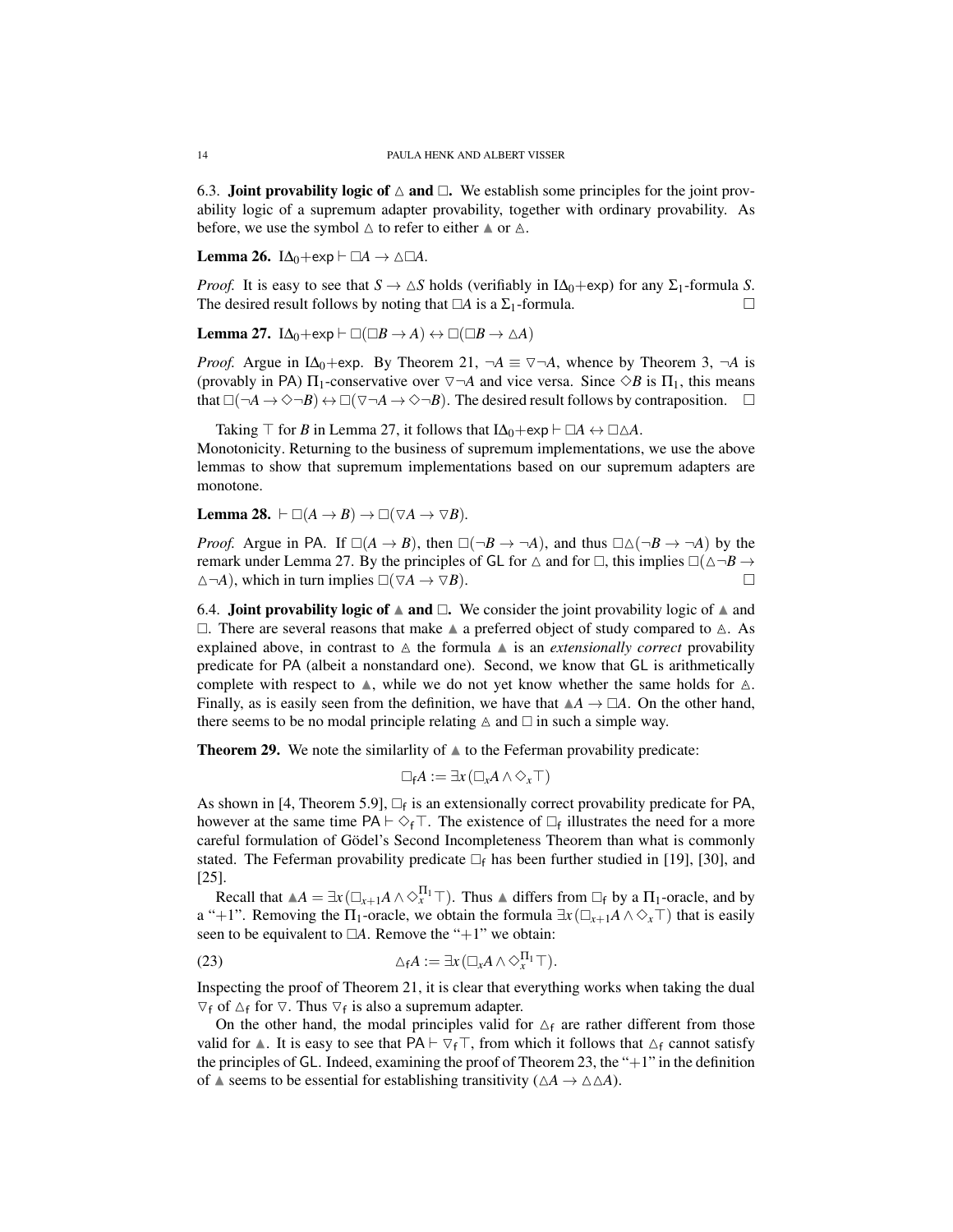6.3. **Joint provability logic of $\triangle$ and $\Box$.** We establish some principles for the joint provability logic of a supremum adapter provability, together with ordinary provability. As before, we use the symbol $\triangle$ to refer to either $\blacktriangle$ or $\triangle\!\!\!\!\cdot$.

**Lemma 26.** $\mathrm{I}\Delta_0+\mathsf{exp} \vdash \Box A \to \triangle\Box A$.

*Proof.* It is easy to see that $S \to \triangle S$ holds (verifiably in $\mathrm{I}\Delta_0+\mathsf{exp}$) for any $\Sigma_1$-formula $S$. The desired result follows by noting that $\Box A$ is a $\Sigma_1$-formula. $\Box$

**Lemma 27.** $\mathrm{I}\Delta_0+\mathsf{exp} \vdash \Box(\Box B \to A) \leftrightarrow \Box(\Box B \to \triangle A)$

*Proof.* Argue in $\mathrm{I}\Delta_0+\mathsf{exp}$. By Theorem 21, $\neg A \equiv \triangledown\neg A$, whence by Theorem 3, $\neg A$ is (provably in PA) $\Pi_1$-conservative over $\triangledown\neg A$ and vice versa. Since $\Diamond B$ is $\Pi_1$, this means that $\Box(\neg A \to \Diamond\neg B) \leftrightarrow \Box(\triangledown\neg A \to \Diamond\neg B)$. The desired result follows by contraposition. $\Box$

Taking $\top$ for $B$ in Lemma 27, it follows that $\mathrm{I}\Delta_0+\mathsf{exp} \vdash \Box A \leftrightarrow \Box\triangle A$.

Monotonicity. Returning to the business of supremum implementations, we use the above lemmas to show that supremum implementations based on our supremum adapters are monotone.

**Lemma 28.** $\vdash \Box(A \to B) \to \Box(\triangledown A \to \triangledown B)$.

*Proof.* Argue in PA. If $\Box(A \to B)$, then $\Box(\neg B \to \neg A)$, and thus $\Box\triangle(\neg B \to \neg A)$ by the remark under Lemma 27. By the principles of GL for $\triangle$ and for $\Box$, this implies $\Box(\triangle\neg B \to \triangle\neg A)$, which in turn implies $\Box(\triangledown A \to \triangledown B)$. $\Box$

6.4. **Joint provability logic of $\blacktriangle$ and $\Box$.** We consider the joint provability logic of $\blacktriangle$ and $\Box$. There are several reasons that make $\blacktriangle$ a preferred object of study compared to $\triangle\!\!\!\!\cdot$. As explained above, in contrast to $\triangle\!\!\!\!\cdot$ the formula $\blacktriangle$ is an *extensionally correct* provability predicate for PA (albeit a nonstandard one). Second, we know that GL is arithmetically complete with respect to $\blacktriangle$, while we do not yet know whether the same holds for $\triangle\!\!\!\!\cdot$. Finally, as is easily seen from the definition, we have that $\blacktriangle A \to \Box A$. On the other hand, there seems to be no modal principle relating $\triangle\!\!\!\!\cdot$ and $\Box$ in such a simple way.

**Theorem 29.** We note the similarity of $\blacktriangle$ to the Feferman provability predicate:

$$\Box_{\mathsf{f}} A := \exists x\,(\Box_x A \wedge \Diamond_x \top)$$

As shown in [4, Theorem 5.9], $\Box_{\mathsf{f}}$ is an extensionally correct provability predicate for PA, however at the same time $\mathsf{PA} \vdash \Diamond_{\mathsf{f}}\top$. The existence of $\Box_{\mathsf{f}}$ illustrates the need for a more careful formulation of Gödel's Second Incompleteness Theorem than what is commonly stated. The Feferman provability predicate $\Box_{\mathsf{f}}$ has been further studied in [19], [30], and [25].

Recall that $\blacktriangle A = \exists x\,(\Box_{x+1} A \wedge \Diamond_x^{\Pi_1}\top)$. Thus $\blacktriangle$ differs from $\Box_{\mathsf{f}}$ by a $\Pi_1$-oracle, and by a "+1". Removing the $\Pi_1$-oracle, we obtain the formula $\exists x\,(\Box_{x+1} A \wedge \Diamond_x \top)$ that is easily seen to be equivalent to $\Box A$. Remove the "+1" we obtain:

$$\triangle_{\mathsf{f}} A := \exists x\,(\Box_x A \wedge \Diamond_x^{\Pi_1}\top). \tag{23}$$

Inspecting the proof of Theorem 21, it is clear that everything works when taking the dual $\triangledown_{\mathsf{f}}$ of $\triangle_{\mathsf{f}}$ for $\triangledown$. Thus $\triangledown_{\mathsf{f}}$ is also a supremum adapter.

On the other hand, the modal principles valid for $\triangle_{\mathsf{f}}$ are rather different from those valid for $\blacktriangle$. It is easy to see that $\mathsf{PA} \vdash \triangledown_{\mathsf{f}}\top$, from which it follows that $\triangle_{\mathsf{f}}$ cannot satisfy the principles of GL. Indeed, examining the proof of Theorem 23, the "+1" in the definition of $\blacktriangle$ seems to be essential for establishing transitivity ($\triangle A \to \triangle\triangle A$).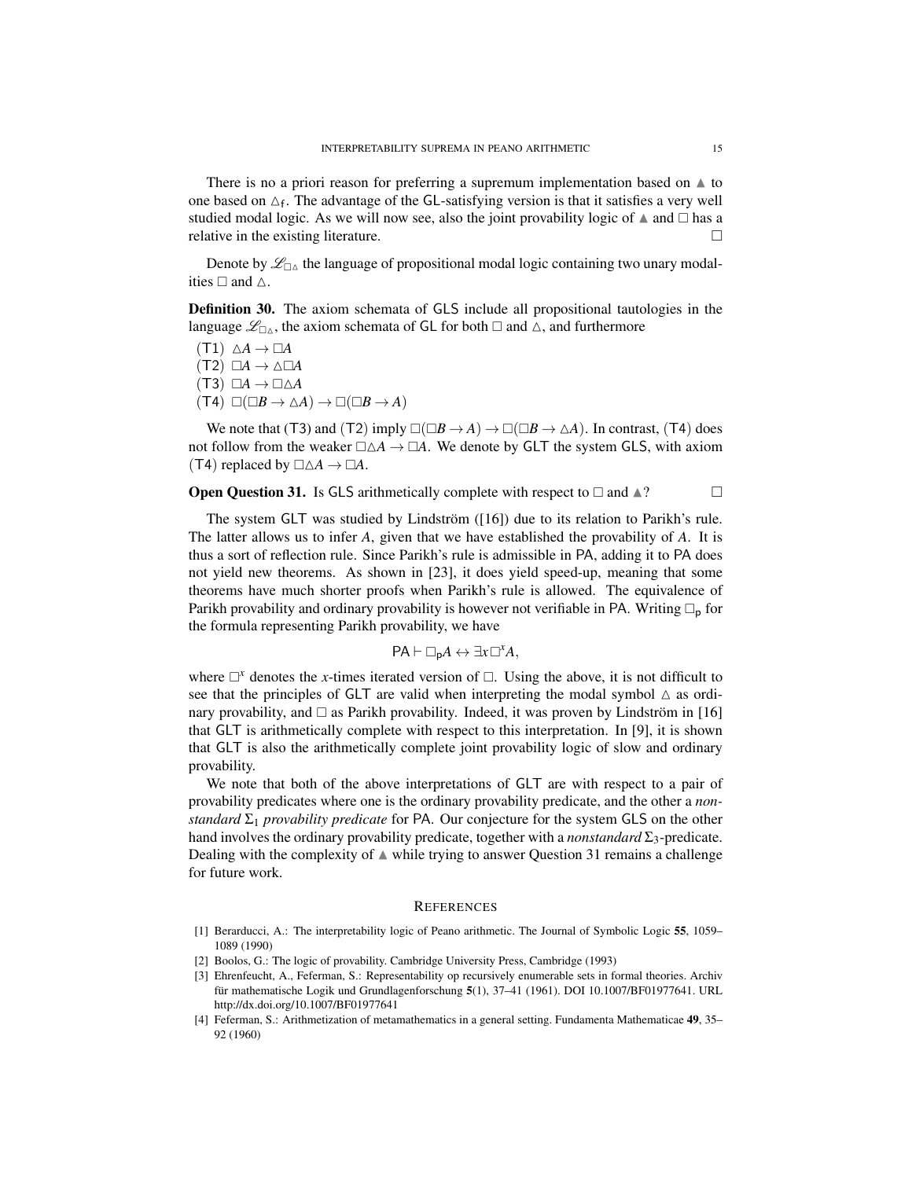There is no a priori reason for preferring a supremum implementation based on $\blacktriangle$ to one based on $\triangle_{\mathsf{f}}$. The advantage of the GL-satisfying version is that it satisfies a very well studied modal logic. As we will now see, also the joint provability logic of $\blacktriangle$ and $\Box$ has a relative in the existing literature. $\Box$

Denote by $\mathscr{L}_{\Box\triangle}$ the language of propositional modal logic containing two unary modalities $\Box$ and $\triangle$.

**Definition 30.** The axiom schemata of GLS include all propositional tautologies in the language $\mathscr{L}_{\Box\triangle}$, the axiom schemata of GL for both $\Box$ and $\triangle$, and furthermore

- (T1) $\triangle A \to \Box A$
- (T2) $\Box A \to \triangle \Box A$
- (T3) $\Box A \to \Box \triangle A$
- (T4) $\Box(\Box B \to \triangle A) \to \Box(\Box B \to A)$

We note that (T3) and (T2) imply $\Box(\Box B \to A) \to \Box(\Box B \to \triangle A)$. In contrast, (T4) does not follow from the weaker $\Box\triangle A \to \Box A$. We denote by GLT the system GLS, with axiom (T4) replaced by $\Box\triangle A \to \Box A$.

**Open Question 31.** Is GLS arithmetically complete with respect to $\Box$ and $\blacktriangle$? $\Box$

The system GLT was studied by Lindström ([16]) due to its relation to Parikh's rule. The latter allows us to infer $A$, given that we have established the provability of $A$. It is thus a sort of reflection rule. Since Parikh's rule is admissible in PA, adding it to PA does not yield new theorems. As shown in [23], it does yield speed-up, meaning that some theorems have much shorter proofs when Parikh's rule is allowed. The equivalence of Parikh provability and ordinary provability is however not verifiable in PA. Writing $\Box_{\mathsf{p}}$ for the formula representing Parikh provability, we have

$$\mathsf{PA} \vdash \Box_{\mathsf{p}} A \leftrightarrow \exists x \Box^x A,$$

where $\Box^x$ denotes the $x$-times iterated version of $\Box$. Using the above, it is not difficult to see that the principles of GLT are valid when interpreting the modal symbol $\triangle$ as ordinary provability, and $\Box$ as Parikh provability. Indeed, it was proven by Lindström in [16] that GLT is arithmetically complete with respect to this interpretation. In [9], it is shown that GLT is also the arithmetically complete joint provability logic of slow and ordinary provability.

We note that both of the above interpretations of GLT are with respect to a pair of provability predicates where one is the ordinary provability predicate, and the other a *nonstandard* $\Sigma_1$ *provability predicate* for PA. Our conjecture for the system GLS on the other hand involves the ordinary provability predicate, together with a *nonstandard* $\Sigma_3$-predicate. Dealing with the complexity of $\blacktriangle$ while trying to answer Question 31 remains a challenge for future work.

## References

[1] Berarducci, A.: The interpretability logic of Peano arithmetic. The Journal of Symbolic Logic **55**, 1059–1089 (1990)

[2] Boolos, G.: The logic of provability. Cambridge University Press, Cambridge (1993)

[3] Ehrenfeucht, A., Feferman, S.: Representability op recursively enumerable sets in formal theories. Archiv für mathematische Logik und Grundlagenforschung **5**(1), 37–41 (1961). DOI 10.1007/BF01977641. URL http://dx.doi.org/10.1007/BF01977641

[4] Feferman, S.: Arithmetization of metamathematics in a general setting. Fundamenta Mathematicae **49**, 35–92 (1960)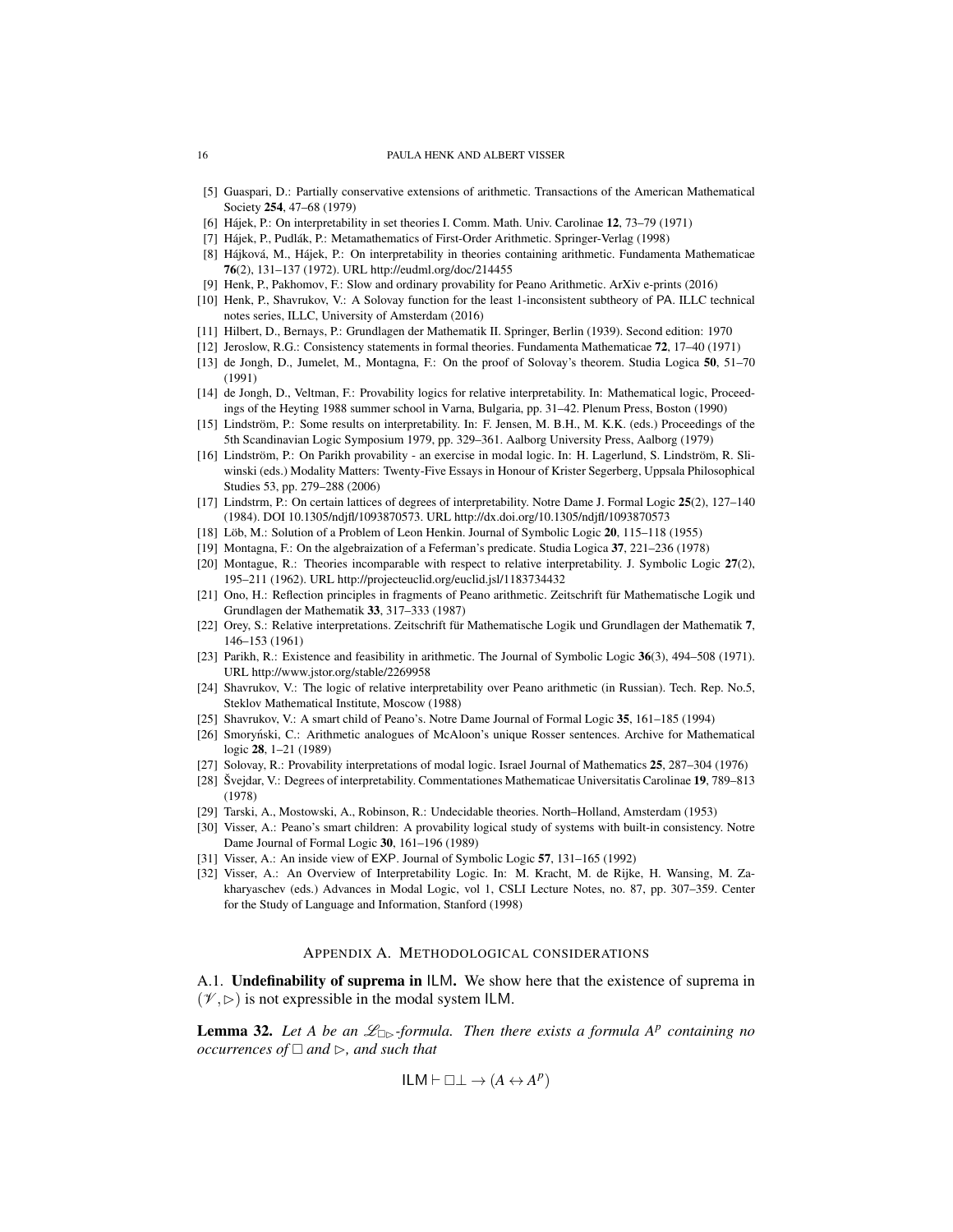[5] Guaspari, D.: Partially conservative extensions of arithmetic. Transactions of the American Mathematical Society **254**, 47–68 (1979)

[6] Hájek, P.: On interpretability in set theories I. Comm. Math. Univ. Carolinae **12**, 73–79 (1971)

[7] Hájek, P., Pudlák, P.: Metamathematics of First-Order Arithmetic. Springer-Verlag (1998)

[8] Hájková, M., Hájek, P.: On interpretability in theories containing arithmetic. Fundamenta Mathematicae **76**(2), 131–137 (1972). URL http://eudml.org/doc/214455

[9] Henk, P., Pakhomov, F.: Slow and ordinary provability for Peano Arithmetic. ArXiv e-prints (2016)

[10] Henk, P., Shavrukov, V.: A Solovay function for the least 1-inconsistent subtheory of PA. ILLC technical notes series, ILLC, University of Amsterdam (2016)

[11] Hilbert, D., Bernays, P.: Grundlagen der Mathematik II. Springer, Berlin (1939). Second edition: 1970

[12] Jeroslow, R.G.: Consistency statements in formal theories. Fundamenta Mathematicae **72**, 17–40 (1971)

[13] de Jongh, D., Jumelet, M., Montagna, F.: On the proof of Solovay's theorem. Studia Logica **50**, 51–70 (1991)

[14] de Jongh, D., Veltman, F.: Provability logics for relative interpretability. In: Mathematical logic, Proceedings of the Heyting 1988 summer school in Varna, Bulgaria, pp. 31–42. Plenum Press, Boston (1990)

[15] Lindström, P.: Some results on interpretability. In: F. Jensen, M. B.H., M. K.K. (eds.) Proceedings of the 5th Scandinavian Logic Symposium 1979, pp. 329–361. Aalborg University Press, Aalborg (1979)

[16] Lindström, P.: On Parikh provability - an exercise in modal logic. In: H. Lagerlund, S. Lindström, R. Sliwinski (eds.) Modality Matters: Twenty-Five Essays in Honour of Krister Segerberg, Uppsala Philosophical Studies 53, pp. 279–288 (2006)

[17] Lindstrm, P.: On certain lattices of degrees of interpretability. Notre Dame J. Formal Logic **25**(2), 127–140 (1984). DOI 10.1305/ndjfl/1093870573. URL http://dx.doi.org/10.1305/ndjfl/1093870573

[18] Löb, M.: Solution of a Problem of Leon Henkin. Journal of Symbolic Logic **20**, 115–118 (1955)

[19] Montagna, F.: On the algebraization of a Feferman's predicate. Studia Logica **37**, 221–236 (1978)

[20] Montague, R.: Theories incomparable with respect to relative interpretability. J. Symbolic Logic **27**(2), 195–211 (1962). URL http://projecteuclid.org/euclid.jsl/1183734432

[21] Ono, H.: Reflection principles in fragments of Peano arithmetic. Zeitschrift für Mathematische Logik und Grundlagen der Mathematik **33**, 317–333 (1987)

[22] Orey, S.: Relative interpretations. Zeitschrift für Mathematische Logik und Grundlagen der Mathematik **7**, 146–153 (1961)

[23] Parikh, R.: Existence and feasibility in arithmetic. The Journal of Symbolic Logic **36**(3), 494–508 (1971). URL http://www.jstor.org/stable/2269958

[24] Shavrukov, V.: The logic of relative interpretability over Peano arithmetic (in Russian). Tech. Rep. No.5, Steklov Mathematical Institute, Moscow (1988)

[25] Shavrukov, V.: A smart child of Peano's. Notre Dame Journal of Formal Logic **35**, 161–185 (1994)

[26] Smoryński, C.: Arithmetic analogues of McAloon's unique Rosser sentences. Archive for Mathematical logic **28**, 1–21 (1989)

[27] Solovay, R.: Provability interpretations of modal logic. Israel Journal of Mathematics **25**, 287–304 (1976)

[28] Švejdar, V.: Degrees of interpretability. Commentationes Mathematicae Universitatis Carolinae **19**, 789–813 (1978)

[29] Tarski, A., Mostowski, A., Robinson, R.: Undecidable theories. North–Holland, Amsterdam (1953)

[30] Visser, A.: Peano's smart children: A provability logical study of systems with built-in consistency. Notre Dame Journal of Formal Logic **30**, 161–196 (1989)

[31] Visser, A.: An inside view of EXP. Journal of Symbolic Logic **57**, 131–165 (1992)

[32] Visser, A.: An Overview of Interpretability Logic. In: M. Kracht, M. de Rijke, H. Wansing, M. Zakharyaschev (eds.) Advances in Modal Logic, vol 1, CSLI Lecture Notes, no. 87, pp. 307–359. Center for the Study of Language and Information, Stanford (1998)

## Appendix A. Methodological considerations

A.1. **Undefinability of suprema in ILM.** We show here that the existence of suprema in $(\mathscr{V}, \rhd)$ is not expressible in the modal system ILM.

**Lemma 32.** *Let $A$ be an $\mathscr{L}_{\Box\rhd}$-formula. Then there exists a formula $A^p$ containing no occurrences of $\Box$ and $\rhd$, and such that*

$$\mathsf{ILM} \vdash \Box\bot \to (A \leftrightarrow A^p)$$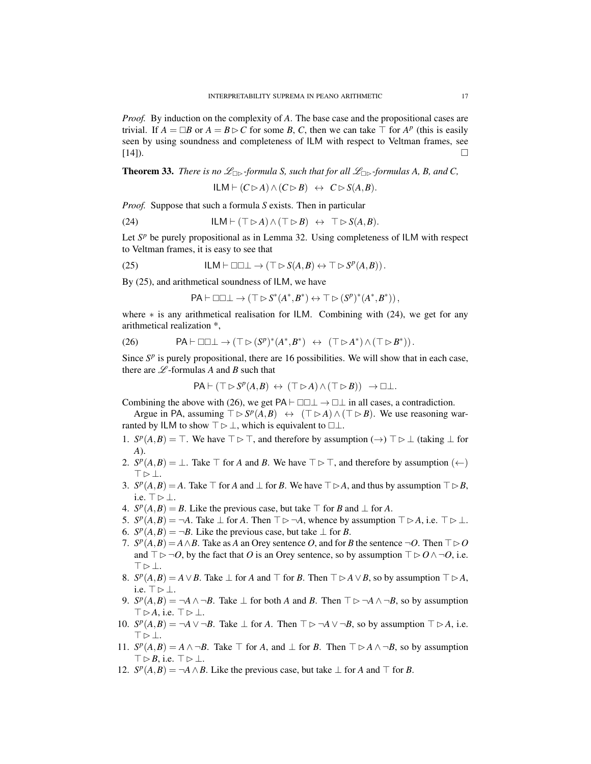*Proof.* By induction on the complexity of $A$. The base case and the propositional cases are trivial. If $A = \Box B$ or $A = B \rhd C$ for some $B$, $C$, then we can take $\top$ for $A^p$ (this is easily seen by using soundness and completeness of ILM with respect to Veltman frames, see [14]). $\Box$

**Theorem 33.** *There is no $\mathscr{L}_{\Box\rhd}$-formula $S$, such that for all $\mathscr{L}_{\Box\rhd}$-formulas $A$, $B$, and $C$,*

$$\mathsf{ILM} \vdash (C \rhd A) \wedge (C \rhd B) \;\leftrightarrow\; C \rhd S(A,B).$$

*Proof.* Suppose that such a formula $S$ exists. Then in particular

$$\mathsf{ILM} \vdash (\top \rhd A) \wedge (\top \rhd B) \;\leftrightarrow\; \top \rhd S(A,B). \tag{24}$$

Let $S^p$ be purely propositional as in Lemma 32. Using completeness of ILM with respect to Veltman frames, it is easy to see that

$$\mathsf{ILM} \vdash \Box\Box\bot \to (\top \rhd S(A,B) \leftrightarrow \top \rhd S^p(A,B)). \tag{25}$$

By (25), and arithmetical soundness of ILM, we have

$$\mathsf{PA} \vdash \Box\Box\bot \to (\top \rhd S^*(A^*,B^*) \leftrightarrow \top \rhd (S^p)^*(A^*,B^*)),$$

where $*$ is any arithmetical realisation for ILM. Combining with (24), we get for any arithmetical realization $*$,

$$\mathsf{PA} \vdash \Box\Box\bot \to (\top \rhd (S^p)^*(A^*,B^*) \;\leftrightarrow\; (\top \rhd A^*) \wedge (\top \rhd B^*)). \tag{26}$$

Since $S^p$ is purely propositional, there are 16 possibilities. We will show that in each case, there are $\mathscr{L}$-formulas $A$ and $B$ such that

$$\mathsf{PA} \vdash (\top \rhd S^p(A,B) \;\leftrightarrow\; (\top \rhd A) \wedge (\top \rhd B)) \;\to \Box\bot.$$

Combining the above with (26), we get $\mathsf{PA} \vdash \Box\Box\bot \to \Box\bot$ in all cases, a contradiction.

Argue in PA, assuming $\top \rhd S^p(A,B) \;\leftrightarrow\; (\top \rhd A) \wedge (\top \rhd B)$. We use reasoning warranted by ILM to show $\top \rhd \bot$, which is equivalent to $\Box\bot$.

1. $S^p(A,B) = \top$. We have $\top \rhd \top$, and therefore by assumption ($\to$) $\top \rhd \bot$ (taking $\bot$ for $A$).
2. $S^p(A,B) = \bot$. Take $\top$ for $A$ and $B$. We have $\top \rhd \top$, and therefore by assumption ($\leftarrow$) $\top \rhd \bot$.
3. $S^p(A,B) = A$. Take $\top$ for $A$ and $\bot$ for $B$. We have $\top \rhd A$, and thus by assumption $\top \rhd B$, i.e. $\top \rhd \bot$.
4. $S^p(A,B) = B$. Like the previous case, but take $\top$ for $B$ and $\bot$ for $A$.
5. $S^p(A,B) = \neg A$. Take $\bot$ for $A$. Then $\top \rhd \neg A$, whence by assumption $\top \rhd A$, i.e. $\top \rhd \bot$.
6. $S^p(A,B) = \neg B$. Like the previous case, but take $\bot$ for $B$.
7. $S^p(A,B) = A \wedge B$. Take as $A$ an Orey sentence $O$, and for $B$ the sentence $\neg O$. Then $\top \rhd O$ and $\top \rhd \neg O$, by the fact that $O$ is an Orey sentence, so by assumption $\top \rhd O \wedge \neg O$, i.e. $\top \rhd \bot$.
8. $S^p(A,B) = A \vee B$. Take $\bot$ for $A$ and $\top$ for $B$. Then $\top \rhd A \vee B$, so by assumption $\top \rhd A$, i.e. $\top \rhd \bot$.
9. $S^p(A,B) = \neg A \wedge \neg B$. Take $\bot$ for both $A$ and $B$. Then $\top \rhd \neg A \wedge \neg B$, so by assumption $\top \rhd A$, i.e. $\top \rhd \bot$.
10. $S^p(A,B) = \neg A \vee \neg B$. Take $\bot$ for $A$. Then $\top \rhd \neg A \vee \neg B$, so by assumption $\top \rhd A$, i.e. $\top \rhd \bot$.
11. $S^p(A,B) = A \wedge \neg B$. Take $\top$ for $A$, and $\bot$ for $B$. Then $\top \rhd A \wedge \neg B$, so by assumption $\top \rhd B$, i.e. $\top \rhd \bot$.
12. $S^p(A,B) = \neg A \wedge B$. Like the previous case, but take $\bot$ for $A$ and $\top$ for $B$.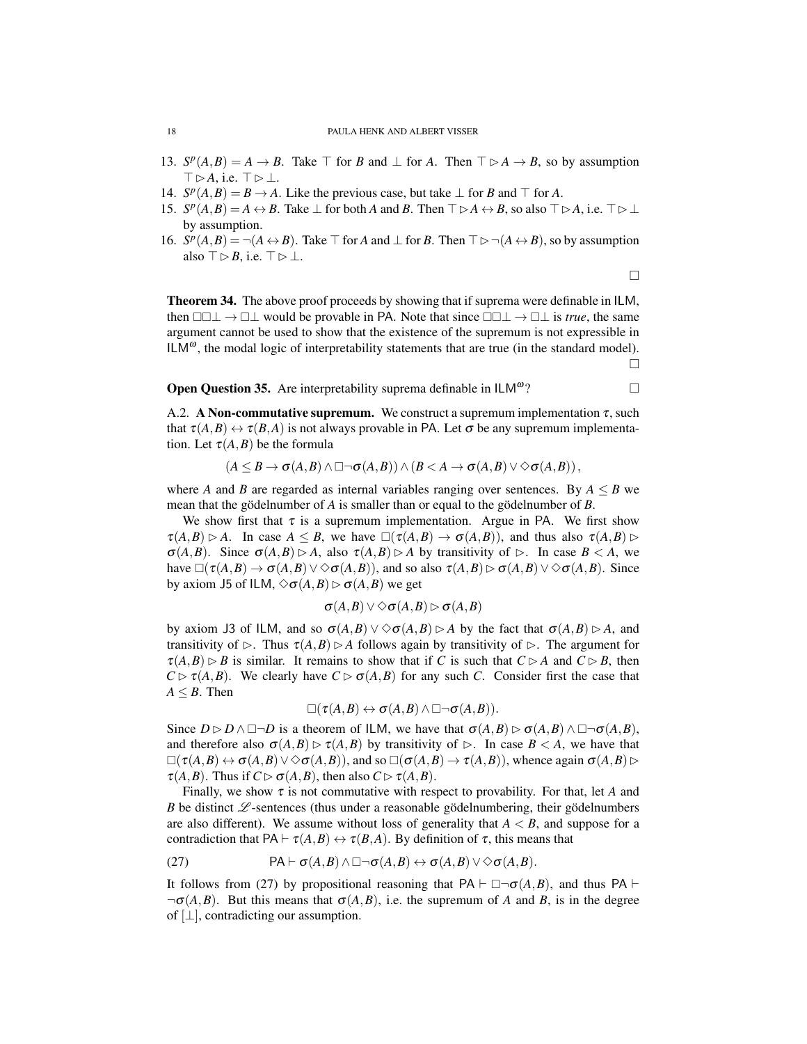13. $S^p(A,B) = A \to B$. Take $\top$ for $B$ and $\bot$ for $A$. Then $\top \rhd A \to B$, so by assumption $\top \rhd A$, i.e. $\top \rhd \bot$.
14. $S^p(A,B) = B \to A$. Like the previous case, but take $\bot$ for $B$ and $\top$ for $A$.
15. $S^p(A,B) = A \leftrightarrow B$. Take $\bot$ for both $A$ and $B$. Then $\top \rhd A \leftrightarrow B$, so also $\top \rhd A$, i.e. $\top \rhd \bot$ by assumption.
16. $S^p(A,B) = \neg(A \leftrightarrow B)$. Take $\top$ for $A$ and $\bot$ for $B$. Then $\top \rhd \neg(A \leftrightarrow B)$, so by assumption also $\top \rhd B$, i.e. $\top \rhd \bot$.

□

**Theorem 34.** The above proof proceeds by showing that if suprema were definable in ILM, then $\Box\Box\bot \to \Box\bot$ would be provable in PA. Note that since $\Box\Box\bot \to \Box\bot$ is *true*, the same argument cannot be used to show that the existence of the supremum is not expressible in $\mathsf{ILM}^{\omega}$, the modal logic of interpretability statements that are true (in the standard model). □

**Open Question 35.** Are interpretability suprema definable in $\mathsf{ILM}^{\omega}$? □

A.2. **A Non-commutative supremum.** We construct a supremum implementation $\tau$, such that $\tau(A,B) \leftrightarrow \tau(B,A)$ is not always provable in PA. Let $\sigma$ be any supremum implementation. Let $\tau(A,B)$ be the formula

$$(A \leq B \to \sigma(A,B) \wedge \Box\neg\sigma(A,B)) \wedge (B < A \to \sigma(A,B) \vee \Diamond\sigma(A,B)),$$

where $A$ and $B$ are regarded as internal variables ranging over sentences. By $A \leq B$ we mean that the gödelnumber of $A$ is smaller than or equal to the gödelnumber of $B$.

We show first that $\tau$ is a supremum implementation. Argue in PA. We first show $\tau(A,B) \rhd A$. In case $A \leq B$, we have $\Box(\tau(A,B) \to \sigma(A,B))$, and thus also $\tau(A,B) \rhd \sigma(A,B)$. Since $\sigma(A,B) \rhd A$, also $\tau(A,B) \rhd A$ by transitivity of $\rhd$. In case $B < A$, we have $\Box(\tau(A,B) \to \sigma(A,B) \vee \Diamond\sigma(A,B))$, and so also $\tau(A,B) \rhd \sigma(A,B) \vee \Diamond\sigma(A,B)$. Since by axiom J5 of ILM, $\Diamond\sigma(A,B) \rhd \sigma(A,B)$ we get

$$\sigma(A,B) \vee \Diamond\sigma(A,B) \rhd \sigma(A,B)$$

by axiom J3 of ILM, and so $\sigma(A,B) \vee \Diamond\sigma(A,B) \rhd A$ by the fact that $\sigma(A,B) \rhd A$, and transitivity of $\rhd$. Thus $\tau(A,B) \rhd A$ follows again by transitivity of $\rhd$. The argument for $\tau(A,B) \rhd B$ is similar. It remains to show that if $C$ is such that $C \rhd A$ and $C \rhd B$, then $C \rhd \tau(A,B)$. We clearly have $C \rhd \sigma(A,B)$ for any such $C$. Consider first the case that $A \leq B$. Then

$$\Box(\tau(A,B) \leftrightarrow \sigma(A,B) \wedge \Box\neg\sigma(A,B)).$$

Since $D \rhd D \wedge \Box\neg D$ is a theorem of ILM, we have that $\sigma(A,B) \rhd \sigma(A,B) \wedge \Box\neg\sigma(A,B)$, and therefore also $\sigma(A,B) \rhd \tau(A,B)$ by transitivity of $\rhd$. In case $B < A$, we have that $\Box(\tau(A,B) \leftrightarrow \sigma(A,B) \vee \Diamond\sigma(A,B))$, and so $\Box(\sigma(A,B) \to \tau(A,B))$, whence again $\sigma(A,B) \rhd \tau(A,B)$. Thus if $C \rhd \sigma(A,B)$, then also $C \rhd \tau(A,B)$.

Finally, we show $\tau$ is not commutative with respect to provability. For that, let $A$ and $B$ be distinct $\mathscr{L}$-sentences (thus under a reasonable gödelnumbering, their gödelnumbers are also different). We assume without loss of generality that $A < B$, and suppose for a contradiction that $\mathsf{PA} \vdash \tau(A,B) \leftrightarrow \tau(B,A)$. By definition of $\tau$, this means that

$$\mathsf{PA} \vdash \sigma(A,B) \wedge \Box\neg\sigma(A,B) \leftrightarrow \sigma(A,B) \vee \Diamond\sigma(A,B). \tag{27}$$

It follows from (27) by propositional reasoning that $\mathsf{PA} \vdash \Box\neg\sigma(A,B)$, and thus $\mathsf{PA} \vdash \neg\sigma(A,B)$. But this means that $\sigma(A,B)$, i.e. the supremum of $A$ and $B$, is in the degree of $[\bot]$, contradicting our assumption.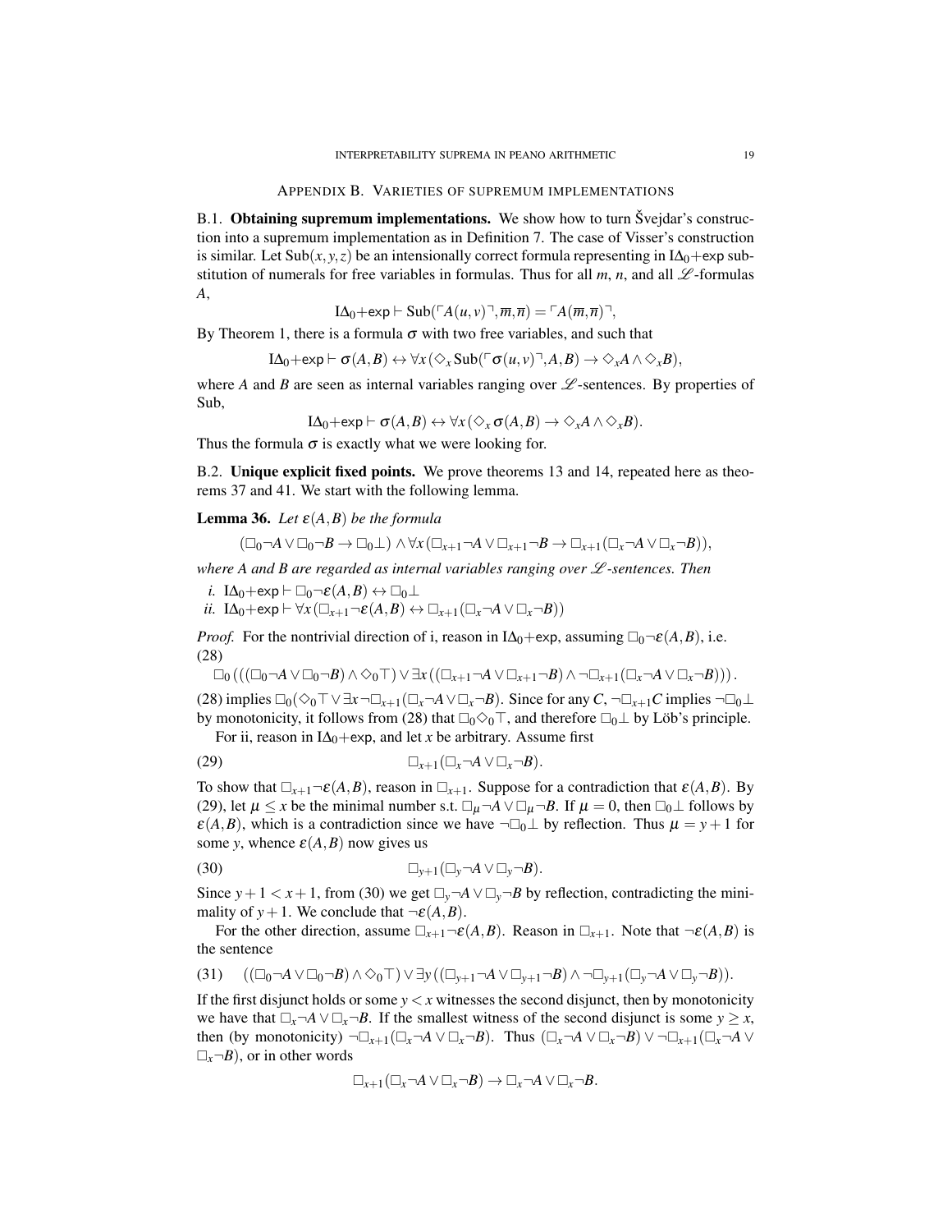## Appendix B. Varieties of supremum implementations

B.1. **Obtaining supremum implementations.** We show how to turn Švejdar's construction into a supremum implementation as in Definition 7. The case of Visser's construction is similar. Let $\mathrm{Sub}(x,y,z)$ be an intensionally correct formula representing in $\mathrm{I}\Delta_0{+}\mathsf{exp}$ substitution of numerals for free variables in formulas. Thus for all $m$, $n$, and all $\mathscr{L}$-formulas $A$,

$$\mathrm{I}\Delta_0{+}\mathsf{exp} \vdash \mathrm{Sub}(\ulcorner A(u,v)\urcorner, \overline{m}, \overline{n}) = \ulcorner A(\overline{m},\overline{n})\urcorner,$$

By Theorem 1, there is a formula $\sigma$ with two free variables, and such that

$$\mathrm{I}\Delta_0{+}\mathsf{exp} \vdash \sigma(A,B) \leftrightarrow \forall x\,(\Diamond_x \mathrm{Sub}(\ulcorner \sigma(u,v)\urcorner, A, B) \to \Diamond_x A \wedge \Diamond_x B),$$

where $A$ and $B$ are seen as internal variables ranging over $\mathscr{L}$-sentences. By properties of Sub,

$$\mathrm{I}\Delta_0{+}\mathsf{exp} \vdash \sigma(A,B) \leftrightarrow \forall x\,(\Diamond_x \sigma(A,B) \to \Diamond_x A \wedge \Diamond_x B).$$

Thus the formula $\sigma$ is exactly what we were looking for.

B.2. **Unique explicit fixed points.** We prove theorems 13 and 14, repeated here as theorems 37 and 41. We start with the following lemma.

**Lemma 36.** *Let $\varepsilon(A,B)$ be the formula*

$$(\Box_0\neg A \vee \Box_0\neg B \to \Box_0\bot) \wedge \forall x\,(\Box_{x+1}\neg A \vee \Box_{x+1}\neg B \to \Box_{x+1}(\Box_x\neg A \vee \Box_x\neg B)),$$

*where $A$ and $B$ are regarded as internal variables ranging over $\mathscr{L}$-sentences. Then*

*i.* $\mathrm{I}\Delta_0{+}\mathsf{exp} \vdash \Box_0\neg\varepsilon(A,B) \leftrightarrow \Box_0\bot$

*ii.* $\mathrm{I}\Delta_0{+}\mathsf{exp} \vdash \forall x\,(\Box_{x+1}\neg\varepsilon(A,B) \leftrightarrow \Box_{x+1}(\Box_x\neg A \vee \Box_x\neg B))$

*Proof.* For the nontrivial direction of i, reason in $\mathrm{I}\Delta_0{+}\mathsf{exp}$, assuming $\Box_0\neg\varepsilon(A,B)$, i.e. (28)

$$\Box_0\left(((\Box_0\neg A \vee \Box_0\neg B) \wedge \Diamond_0\top) \vee \exists x\,((\Box_{x+1}\neg A \vee \Box_{x+1}\neg B) \wedge \neg\Box_{x+1}(\Box_x\neg A \vee \Box_x\neg B))\right).$$

(28) implies $\Box_0(\Diamond_0\top \vee \exists x\neg\Box_{x+1}(\Box_x\neg A \vee \Box_x\neg B)$. Since for any $C$, $\neg\Box_{x+1}C$ implies $\neg\Box_0\bot$ by monotonicity, it follows from (28) that $\Box_0\Diamond_0\top$, and therefore $\Box_0\bot$ by Löb's principle.

For ii, reason in $\mathrm{I}\Delta_0{+}\mathsf{exp}$, and let $x$ be arbitrary. Assume first

$$\Box_{x+1}(\Box_x\neg A \vee \Box_x\neg B). \tag{29}$$

To show that $\Box_{x+1}\neg\varepsilon(A,B)$, reason in $\Box_{x+1}$. Suppose for a contradiction that $\varepsilon(A,B)$. By (29), let $\mu \leq x$ be the minimal number s.t. $\Box_\mu\neg A \vee \Box_\mu\neg B$. If $\mu = 0$, then $\Box_0\bot$ follows by $\varepsilon(A,B)$, which is a contradiction since we have $\neg\Box_0\bot$ by reflection. Thus $\mu = y+1$ for some $y$, whence $\varepsilon(A,B)$ now gives us

$$\Box_{y+1}(\Box_y\neg A \vee \Box_y\neg B). \tag{30}$$

Since $y+1 < x+1$, from (30) we get $\Box_y\neg A \vee \Box_y\neg B$ by reflection, contradicting the minimality of $y+1$. We conclude that $\neg\varepsilon(A,B)$.

For the other direction, assume $\Box_{x+1}\neg\varepsilon(A,B)$. Reason in $\Box_{x+1}$. Note that $\neg\varepsilon(A,B)$ is the sentence

$$((\Box_0\neg A \vee \Box_0\neg B) \wedge \Diamond_0\top) \vee \exists y\,((\Box_{y+1}\neg A \vee \Box_{y+1}\neg B) \wedge \neg\Box_{y+1}(\Box_y\neg A \vee \Box_y\neg B)). \tag{31}$$

If the first disjunct holds or some $y < x$ witnesses the second disjunct, then by monotonicity we have that $\Box_x\neg A \vee \Box_x\neg B$. If the smallest witness of the second disjunct is some $y \geq x$, then (by monotonicity) $\neg\Box_{x+1}(\Box_x\neg A \vee \Box_x\neg B)$. Thus $(\Box_x\neg A \vee \Box_x\neg B) \vee \neg\Box_{x+1}(\Box_x\neg A \vee \Box_x\neg B)$, or in other words

$$\Box_{x+1}(\Box_x\neg A \vee \Box_x\neg B) \to \Box_x\neg A \vee \Box_x\neg B.$$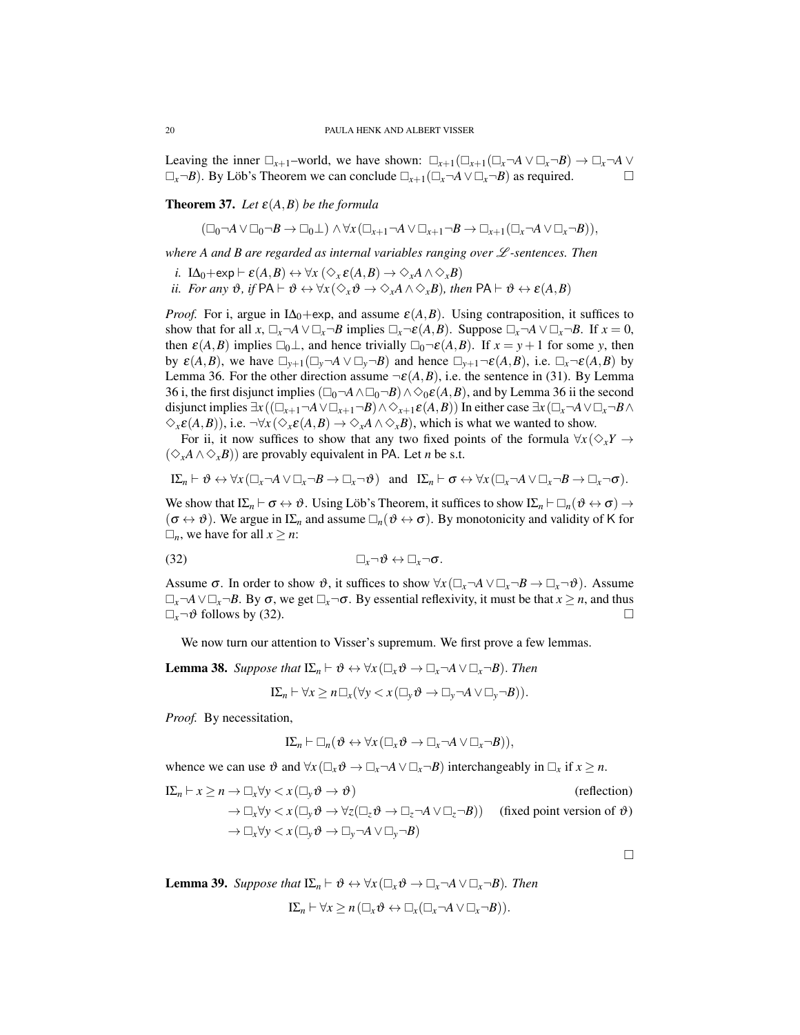Leaving the inner $\Box_{x+1}$–world, we have shown: $\Box_{x+1}(\Box_{x+1}(\Box_x\neg A \vee \Box_x\neg B) \to \Box_x\neg A \vee \Box_x\neg B)$. By Löb's Theorem we can conclude $\Box_{x+1}(\Box_x\neg A \vee \Box_x\neg B)$ as required. ☐

**Theorem 37.** *Let $\varepsilon(A,B)$ be the formula*

$$(\Box_0\neg A \vee \Box_0\neg B \to \Box_0\bot) \wedge \forall x\,(\Box_{x+1}\neg A \vee \Box_{x+1}\neg B \to \Box_{x+1}(\Box_x\neg A \vee \Box_x\neg B)),$$

*where $A$ and $B$ are regarded as internal variables ranging over $\mathscr{L}$-sentences. Then*

*i.* $\mathrm{I}\Delta_0+\mathsf{exp} \vdash \varepsilon(A,B) \leftrightarrow \forall x\,(\Diamond_x\,\varepsilon(A,B) \to \Diamond_x A \wedge \Diamond_x B)$

*ii. For any $\vartheta$, if $\mathsf{PA} \vdash \vartheta \leftrightarrow \forall x\,(\Diamond_x\vartheta \to \Diamond_x A \wedge \Diamond_x B)$, then $\mathsf{PA} \vdash \vartheta \leftrightarrow \varepsilon(A,B)$*

*Proof.* For i, argue in $\mathrm{I}\Delta_0+\mathsf{exp}$, and assume $\varepsilon(A,B)$. Using contraposition, it suffices to show that for all $x$, $\Box_x\neg A \vee \Box_x\neg B$ implies $\Box_x\neg\varepsilon(A,B)$. Suppose $\Box_x\neg A \vee \Box_x\neg B$. If $x = 0$, then $\varepsilon(A,B)$ implies $\Box_0\bot$, and hence trivially $\Box_0\neg\varepsilon(A,B)$. If $x = y+1$ for some $y$, then by $\varepsilon(A,B)$, we have $\Box_{y+1}(\Box_y\neg A \vee \Box_y\neg B)$ and hence $\Box_{y+1}\neg\varepsilon(A,B)$, i.e. $\Box_x\neg\varepsilon(A,B)$ by Lemma 36. For the other direction assume $\neg\varepsilon(A,B)$, i.e. the sentence in (31). By Lemma 36 i, the first disjunct implies $(\Box_0\neg A \wedge \Box_0\neg B) \wedge \Diamond_0\varepsilon(A,B)$, and by Lemma 36 ii the second disjunct implies $\exists x\,((\Box_{x+1}\neg A \vee \Box_{x+1}\neg B) \wedge \Diamond_{x+1}\varepsilon(A,B))$ In either case $\exists x\,(\Box_x\neg A \vee \Box_x\neg B \wedge \Diamond_x\varepsilon(A,B))$, i.e. $\neg\forall x\,(\Diamond_x\varepsilon(A,B) \to \Diamond_x A \wedge \Diamond_x B)$, which is what we wanted to show.

For ii, it now suffices to show that any two fixed points of the formula $\forall x(\Diamond_x Y \to (\Diamond_x A \wedge \Diamond_x B))$ are provably equivalent in $\mathsf{PA}$. Let $n$ be s.t.

$$\mathrm{I}\Sigma_n \vdash \vartheta \leftrightarrow \forall x\,(\Box_x\neg A \vee \Box_x\neg B \to \Box_x\neg\vartheta) \quad\text{and}\quad \mathrm{I}\Sigma_n \vdash \sigma \leftrightarrow \forall x\,(\Box_x\neg A \vee \Box_x\neg B \to \Box_x\neg\sigma).$$

We show that $\mathrm{I}\Sigma_n \vdash \sigma \leftrightarrow \vartheta$. Using Löb's Theorem, it suffices to show $\mathrm{I}\Sigma_n \vdash \Box_n(\vartheta \leftrightarrow \sigma) \to (\sigma \leftrightarrow \vartheta)$. We argue in $\mathrm{I}\Sigma_n$ and assume $\Box_n(\vartheta \leftrightarrow \sigma)$. By monotonicity and validity of $\mathsf{K}$ for $\Box_n$, we have for all $x \geq n$:

$$\Box_x\neg\vartheta \leftrightarrow \Box_x\neg\sigma. \tag{32}$$

Assume $\sigma$. In order to show $\vartheta$, it suffices to show $\forall x\,(\Box_x\neg A \vee \Box_x\neg B \to \Box_x\neg\vartheta)$. Assume $\Box_x\neg A \vee \Box_x\neg B$. By $\sigma$, we get $\Box_x\neg\sigma$. By essential reflexivity, it must be that $x \geq n$, and thus $\Box_x\neg\vartheta$ follows by (32). ☐

We now turn our attention to Visser's supremum. We first prove a few lemmas.

**Lemma 38.** *Suppose that $\mathrm{I}\Sigma_n \vdash \vartheta \leftrightarrow \forall x\,(\Box_x\vartheta \to \Box_x\neg A \vee \Box_x\neg B)$. Then*

$$\mathrm{I}\Sigma_n \vdash \forall x \geq n\,\Box_x(\forall y < x\,(\Box_y\vartheta \to \Box_y\neg A \vee \Box_y\neg B)).$$

*Proof.* By necessitation,

$$\mathrm{I}\Sigma_n \vdash \Box_n(\vartheta \leftrightarrow \forall x\,(\Box_x\vartheta \to \Box_x\neg A \vee \Box_x\neg B)),$$

whence we can use $\vartheta$ and $\forall x\,(\Box_x\vartheta \to \Box_x\neg A \vee \Box_x\neg B)$ interchangeably in $\Box_x$ if $x \geq n$.

$$\begin{aligned}
\mathrm{I}\Sigma_n \vdash x \geq n &\to \Box_x\forall y < x\,(\Box_y\vartheta \to \vartheta) && \text{(reflection)}\\
&\to \Box_x\forall y < x\,(\Box_y\vartheta \to \forall z(\Box_z\vartheta \to \Box_z\neg A \vee \Box_z\neg B)) && \text{(fixed point version of } \vartheta\text{)}\\
&\to \Box_x\forall y < x\,(\Box_y\vartheta \to \Box_y\neg A \vee \Box_y\neg B)
\end{aligned}$$

☐

**Lemma 39.** *Suppose that $\mathrm{I}\Sigma_n \vdash \vartheta \leftrightarrow \forall x\,(\Box_x\vartheta \to \Box_x\neg A \vee \Box_x\neg B)$. Then*

$$\mathrm{I}\Sigma_n \vdash \forall x \geq n\,(\Box_x\vartheta \leftrightarrow \Box_x(\Box_x\neg A \vee \Box_x\neg B)).$$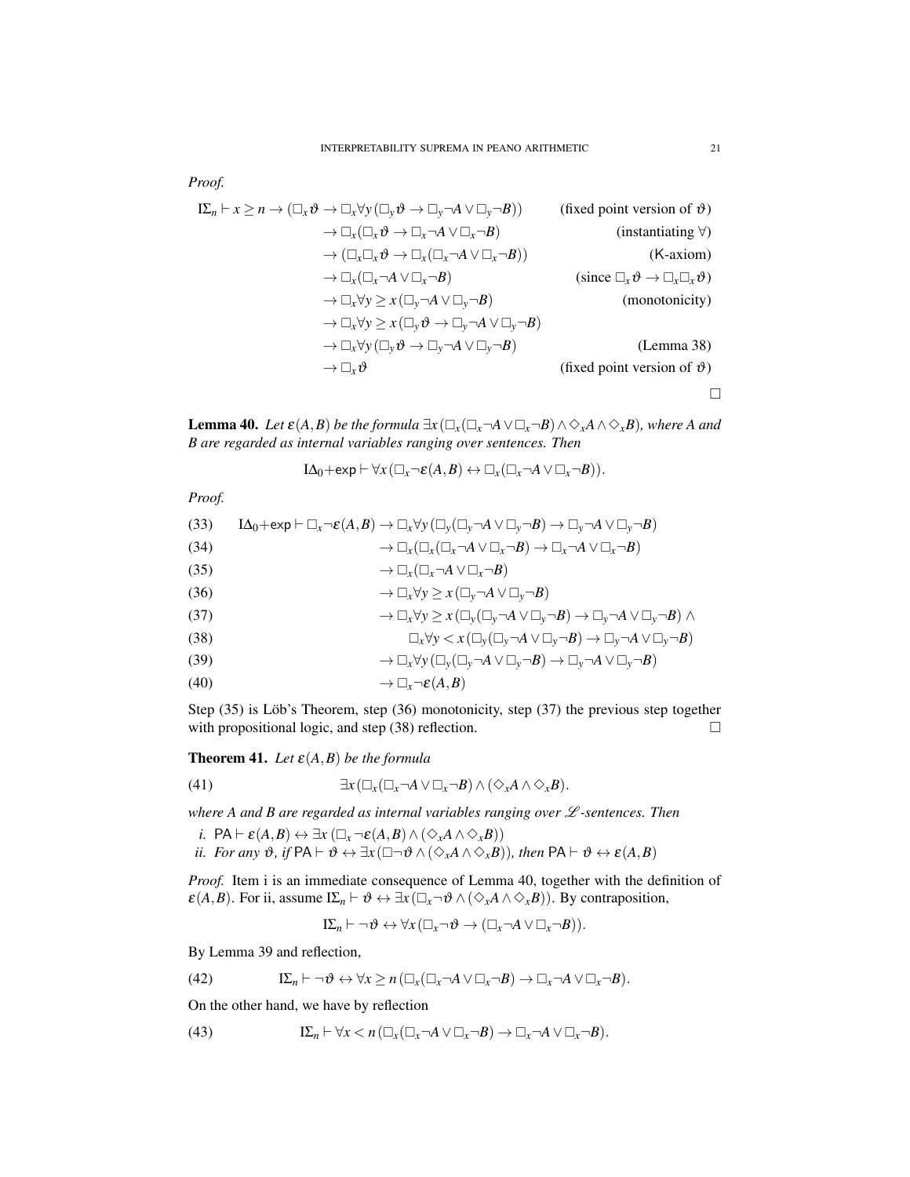*Proof.*

$$
\begin{aligned}
\mathrm{I}\Sigma_n \vdash x \geq n \rightarrow (\Box_x \vartheta &\rightarrow \Box_x \forall y\,(\Box_y \vartheta \rightarrow \Box_y \neg A \vee \Box_y \neg B)) && \text{(fixed point version of } \vartheta\text{)}\\
&\rightarrow \Box_x(\Box_x \vartheta \rightarrow \Box_x \neg A \vee \Box_x \neg B) && \text{(instantiating } \forall\text{)}\\
&\rightarrow (\Box_x \Box_x \vartheta \rightarrow \Box_x(\Box_x \neg A \vee \Box_x \neg B)) && \text{(K-axiom)}\\
&\rightarrow \Box_x(\Box_x \neg A \vee \Box_x \neg B) && \text{(since } \Box_x \vartheta \rightarrow \Box_x \Box_x \vartheta\text{)}\\
&\rightarrow \Box_x \forall y \geq x\,(\Box_y \neg A \vee \Box_y \neg B) && \text{(monotonicity)}\\
&\rightarrow \Box_x \forall y \geq x\,(\Box_y \vartheta \rightarrow \Box_y \neg A \vee \Box_y \neg B) &&\\
&\rightarrow \Box_x \forall y\,(\Box_y \vartheta \rightarrow \Box_y \neg A \vee \Box_y \neg B) && \text{(Lemma 38)}\\
&\rightarrow \Box_x \vartheta && \text{(fixed point version of } \vartheta\text{)}
\end{aligned}
$$

□

**Lemma 40.** *Let $\varepsilon(A,B)$ be the formula $\exists x\,(\Box_x(\Box_x \neg A \vee \Box_x \neg B) \wedge \Diamond_x A \wedge \Diamond_x B)$, where $A$ and $B$ are regarded as internal variables ranging over sentences. Then*

$$\mathrm{I}\Delta_0 + \mathsf{exp} \vdash \forall x\,(\Box_x \neg \varepsilon(A,B) \leftrightarrow \Box_x(\Box_x \neg A \vee \Box_x \neg B)).$$

*Proof.*

$$
\begin{aligned}
&(33) \quad \mathrm{I}\Delta_0 + \mathsf{exp} \vdash \Box_x \neg \varepsilon(A,B) \rightarrow \Box_x \forall y\,(\Box_y(\Box_y \neg A \vee \Box_y \neg B) \rightarrow \Box_y \neg A \vee \Box_y \neg B)\\
&(34) \qquad \rightarrow \Box_x(\Box_x(\Box_x \neg A \vee \Box_x \neg B) \rightarrow \Box_x \neg A \vee \Box_x \neg B)\\
&(35) \qquad \rightarrow \Box_x(\Box_x \neg A \vee \Box_x \neg B)\\
&(36) \qquad \rightarrow \Box_x \forall y \geq x\,(\Box_y \neg A \vee \Box_y \neg B)\\
&(37) \qquad \rightarrow \Box_x \forall y \geq x\,(\Box_y(\Box_y \neg A \vee \Box_y \neg B) \rightarrow \Box_y \neg A \vee \Box_y \neg B) \wedge\\
&(38) \qquad\qquad \Box_x \forall y < x\,(\Box_y(\Box_y \neg A \vee \Box_y \neg B) \rightarrow \Box_y \neg A \vee \Box_y \neg B)\\
&(39) \qquad \rightarrow \Box_x \forall y\,(\Box_y(\Box_y \neg A \vee \Box_y \neg B) \rightarrow \Box_y \neg A \vee \Box_y \neg B)\\
&(40) \qquad \rightarrow \Box_x \neg \varepsilon(A,B)
\end{aligned}
$$

Step (35) is Löb's Theorem, step (36) monotonicity, step (37) the previous step together with propositional logic, and step (38) reflection. □

**Theorem 41.** *Let $\varepsilon(A,B)$ be the formula*

$$\exists x\,(\Box_x(\Box_x \neg A \vee \Box_x \neg B) \wedge (\Diamond_x A \wedge \Diamond_x B). \tag{41}$$

*where $A$ and $B$ are regarded as internal variables ranging over $\mathscr{L}$-sentences. Then*

*i.* $\mathsf{PA} \vdash \varepsilon(A,B) \leftrightarrow \exists x\,(\Box_x \neg \varepsilon(A,B) \wedge (\Diamond_x A \wedge \Diamond_x B))$

*ii. For any $\vartheta$, if $\mathsf{PA} \vdash \vartheta \leftrightarrow \exists x\,(\Box \neg \vartheta \wedge (\Diamond_x A \wedge \Diamond_x B))$, then $\mathsf{PA} \vdash \vartheta \leftrightarrow \varepsilon(A,B)$*

*Proof.* Item i is an immediate consequence of Lemma 40, together with the definition of $\varepsilon(A,B)$. For ii, assume $\mathrm{I}\Sigma_n \vdash \vartheta \leftrightarrow \exists x\,(\Box_x \neg \vartheta \wedge (\Diamond_x A \wedge \Diamond_x B))$. By contraposition,

$$\mathrm{I}\Sigma_n \vdash \neg \vartheta \leftrightarrow \forall x\,(\Box_x \neg \vartheta \rightarrow (\Box_x \neg A \vee \Box_x \neg B)).$$

By Lemma 39 and reflection,

$$\mathrm{I}\Sigma_n \vdash \neg \vartheta \leftrightarrow \forall x \geq n\,(\Box_x(\Box_x \neg A \vee \Box_x \neg B) \rightarrow \Box_x \neg A \vee \Box_x \neg B). \tag{42}$$

On the other hand, we have by reflection

$$\mathrm{I}\Sigma_n \vdash \forall x < n\,(\Box_x(\Box_x \neg A \vee \Box_x \neg B) \rightarrow \Box_x \neg A \vee \Box_x \neg B). \tag{43}$$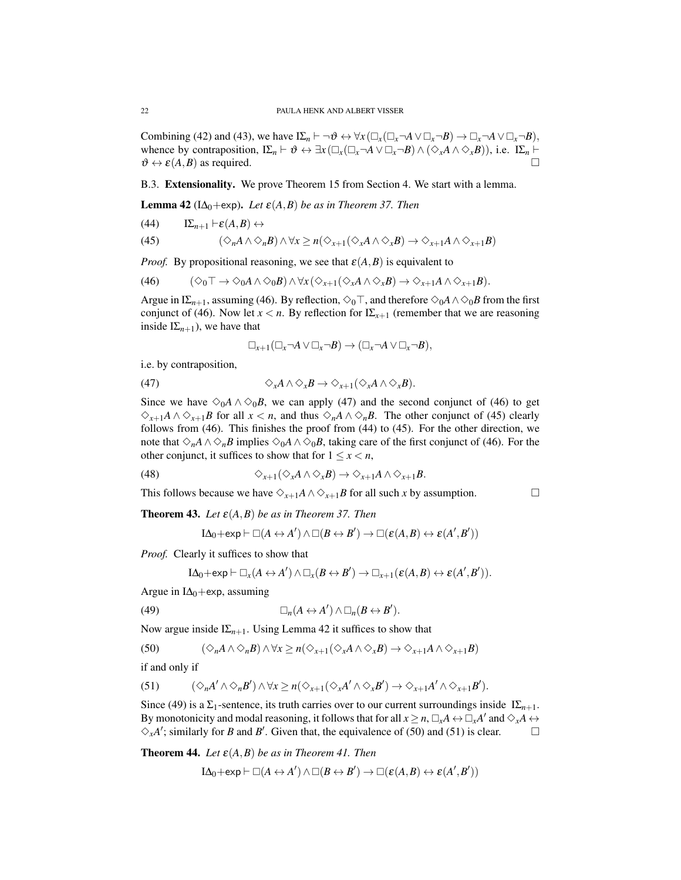Combining (42) and (43), we have $\mathrm{I}\Sigma_n \vdash \neg\vartheta \leftrightarrow \forall x\,(\Box_x(\Box_x\neg A \vee \Box_x\neg B) \to \Box_x\neg A \vee \Box_x\neg B)$, whence by contraposition, $\mathrm{I}\Sigma_n \vdash \vartheta \leftrightarrow \exists x\,(\Box_x(\Box_x\neg A \vee \Box_x\neg B) \wedge (\Diamond_x A \wedge \Diamond_x B))$, i.e. $\mathrm{I}\Sigma_n \vdash \vartheta \leftrightarrow \varepsilon(A,B)$ as required. □

### B.3. Extensionality.

We prove Theorem 15 from Section 4. We start with a lemma.

**Lemma 42** ($\mathrm{I}\Delta_0+\mathsf{exp}$). *Let $\varepsilon(A,B)$ be as in Theorem 37. Then*

$$\mathrm{I}\Sigma_{n+1} \vdash \varepsilon(A,B) \leftrightarrow \tag{44}$$

$$(\Diamond_n A \wedge \Diamond_n B) \wedge \forall x \geq n(\Diamond_{x+1}(\Diamond_x A \wedge \Diamond_x B) \to \Diamond_{x+1} A \wedge \Diamond_{x+1} B) \tag{45}$$

*Proof.* By propositional reasoning, we see that $\varepsilon(A,B)$ is equivalent to

$$(\Diamond_0 \top \to \Diamond_0 A \wedge \Diamond_0 B) \wedge \forall x\,(\Diamond_{x+1}(\Diamond_x A \wedge \Diamond_x B) \to \Diamond_{x+1} A \wedge \Diamond_{x+1} B). \tag{46}$$

Argue in $\mathrm{I}\Sigma_{n+1}$, assuming (46). By reflection, $\Diamond_0\top$, and therefore $\Diamond_0 A \wedge \Diamond_0 B$ from the first conjunct of (46). Now let $x < n$. By reflection for $\mathrm{I}\Sigma_{x+1}$ (remember that we are reasoning inside $\mathrm{I}\Sigma_{n+1}$), we have that

$$\Box_{x+1}(\Box_x\neg A \vee \Box_x\neg B) \to (\Box_x\neg A \vee \Box_x\neg B),$$

i.e. by contraposition,

$$\Diamond_x A \wedge \Diamond_x B \to \Diamond_{x+1}(\Diamond_x A \wedge \Diamond_x B). \tag{47}$$

Since we have $\Diamond_0 A \wedge \Diamond_0 B$, we can apply (47) and the second conjunct of (46) to get $\Diamond_{x+1} A \wedge \Diamond_{x+1} B$ for all $x < n$, and thus $\Diamond_n A \wedge \Diamond_n B$. The other conjunct of (45) clearly follows from (46). This finishes the proof from (44) to (45). For the other direction, we note that $\Diamond_n A \wedge \Diamond_n B$ implies $\Diamond_0 A \wedge \Diamond_0 B$, taking care of the first conjunct of (46). For the other conjunct, it suffices to show that for $1 \leq x < n$,

$$\Diamond_{x+1}(\Diamond_x A \wedge \Diamond_x B) \to \Diamond_{x+1} A \wedge \Diamond_{x+1} B. \tag{48}$$

This follows because we have $\Diamond_{x+1} A \wedge \Diamond_{x+1} B$ for all such $x$ by assumption. □

**Theorem 43.** *Let $\varepsilon(A,B)$ be as in Theorem 37. Then*

$$\mathrm{I}\Delta_0+\mathsf{exp} \vdash \Box(A \leftrightarrow A') \wedge \Box(B \leftrightarrow B') \to \Box(\varepsilon(A,B) \leftrightarrow \varepsilon(A',B'))$$

*Proof.* Clearly it suffices to show that

$$\mathrm{I}\Delta_0+\mathsf{exp} \vdash \Box_x(A \leftrightarrow A') \wedge \Box_x(B \leftrightarrow B') \to \Box_{x+1}(\varepsilon(A,B) \leftrightarrow \varepsilon(A',B')).$$

Argue in $\mathrm{I}\Delta_0+\mathsf{exp}$, assuming

$$\Box_n(A \leftrightarrow A') \wedge \Box_n(B \leftrightarrow B'). \tag{49}$$

Now argue inside $\mathrm{I}\Sigma_{n+1}$. Using Lemma 42 it suffices to show that

$$(\Diamond_n A \wedge \Diamond_n B) \wedge \forall x \geq n(\Diamond_{x+1}(\Diamond_x A \wedge \Diamond_x B) \to \Diamond_{x+1} A \wedge \Diamond_{x+1} B) \tag{50}$$

if and only if

$$(\Diamond_n A' \wedge \Diamond_n B') \wedge \forall x \geq n(\Diamond_{x+1}(\Diamond_x A' \wedge \Diamond_x B') \to \Diamond_{x+1} A' \wedge \Diamond_{x+1} B'). \tag{51}$$

Since (49) is a $\Sigma_1$-sentence, its truth carries over to our current surroundings inside $\mathrm{I}\Sigma_{n+1}$. By monotonicity and modal reasoning, it follows that for all $x \geq n$, $\Box_x A \leftrightarrow \Box_x A'$ and $\Diamond_x A \leftrightarrow \Diamond_x A'$; similarly for $B$ and $B'$. Given that, the equivalence of (50) and (51) is clear. □

**Theorem 44.** *Let $\varepsilon(A,B)$ be as in Theorem 41. Then*

$$\mathrm{I}\Delta_0+\mathsf{exp} \vdash \Box(A \leftrightarrow A') \wedge \Box(B \leftrightarrow B') \to \Box(\varepsilon(A,B) \leftrightarrow \varepsilon(A',B'))$$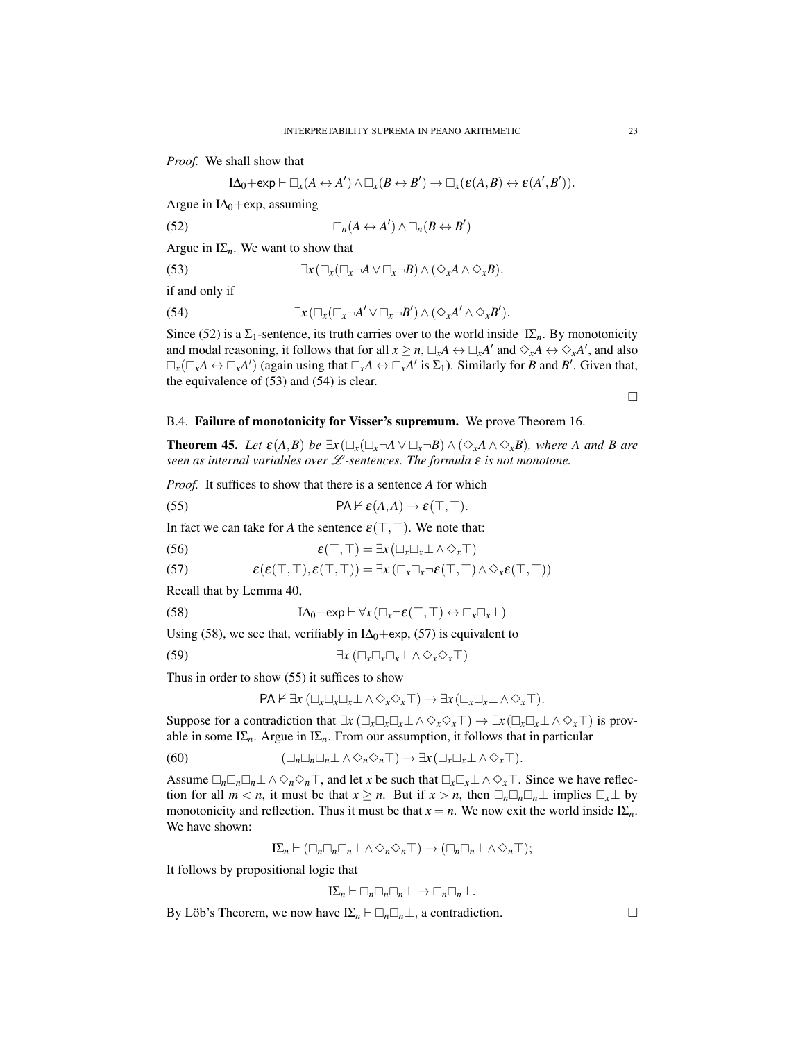*Proof.* We shall show that

$$\mathrm{I}\Delta_0{+}\mathsf{exp} \vdash \Box_x(A \leftrightarrow A') \wedge \Box_x(B \leftrightarrow B') \to \Box_x(\varepsilon(A,B) \leftrightarrow \varepsilon(A',B')).$$

Argue in $\mathrm{I}\Delta_0{+}\mathsf{exp}$, assuming

$$\Box_n(A \leftrightarrow A') \wedge \Box_n(B \leftrightarrow B') \tag{52}$$

Argue in $\mathrm{I}\Sigma_n$. We want to show that

$$\exists x\,(\Box_x(\Box_x\neg A \vee \Box_x\neg B) \wedge (\Diamond_x A \wedge \Diamond_x B). \tag{53}$$

if and only if

$$\exists x\,(\Box_x(\Box_x\neg A' \vee \Box_x\neg B') \wedge (\Diamond_x A' \wedge \Diamond_x B'). \tag{54}$$

Since (52) is a $\Sigma_1$-sentence, its truth carries over to the world inside $\mathrm{I}\Sigma_n$. By monotonicity and modal reasoning, it follows that for all $x \geq n$, $\Box_x A \leftrightarrow \Box_x A'$ and $\Diamond_x A \leftrightarrow \Diamond_x A'$, and also $\Box_x(\Box_x A \leftrightarrow \Box_x A')$ (again using that $\Box_x A \leftrightarrow \Box_x A'$ is $\Sigma_1$). Similarly for $B$ and $B'$. Given that, the equivalence of (53) and (54) is clear. ∎

### B.4. Failure of monotonicity for Visser's supremum.

We prove Theorem 16.

**Theorem 45.** *Let $\varepsilon(A,B)$ be $\exists x\,(\Box_x(\Box_x\neg A \vee \Box_x\neg B) \wedge (\Diamond_x A \wedge \Diamond_x B)$, where $A$ and $B$ are seen as internal variables over $\mathscr{L}$-sentences. The formula $\varepsilon$ is not monotone.*

*Proof.* It suffices to show that there is a sentence $A$ for which

$$\mathsf{PA} \nvdash \varepsilon(A,A) \to \varepsilon(\top,\top). \tag{55}$$

In fact we can take for $A$ the sentence $\varepsilon(\top,\top)$. We note that:

$$\varepsilon(\top,\top) = \exists x\,(\Box_x\Box_x\bot \wedge \Diamond_x\top) \tag{56}$$

$$\varepsilon(\varepsilon(\top,\top),\varepsilon(\top,\top)) = \exists x\,(\Box_x\Box_x\neg\varepsilon(\top,\top) \wedge \Diamond_x\varepsilon(\top,\top)) \tag{57}$$

Recall that by Lemma 40,

$$\mathrm{I}\Delta_0{+}\mathsf{exp} \vdash \forall x\,(\Box_x\neg\varepsilon(\top,\top) \leftrightarrow \Box_x\Box_x\bot) \tag{58}$$

Using (58), we see that, verifiably in $\mathrm{I}\Delta_0{+}\mathsf{exp}$, (57) is equivalent to

$$\exists x\,(\Box_x\Box_x\Box_x\bot \wedge \Diamond_x\Diamond_x\top) \tag{59}$$

Thus in order to show (55) it suffices to show

$$\mathsf{PA} \nvdash \exists x\,(\Box_x\Box_x\Box_x\bot \wedge \Diamond_x\Diamond_x\top) \to \exists x\,(\Box_x\Box_x\bot \wedge \Diamond_x\top).$$

Suppose for a contradiction that $\exists x\,(\Box_x\Box_x\Box_x\bot \wedge \Diamond_x\Diamond_x\top) \to \exists x\,(\Box_x\Box_x\bot \wedge \Diamond_x\top)$ is provable in some $\mathrm{I}\Sigma_n$. Argue in $\mathrm{I}\Sigma_n$. From our assumption, it follows that in particular

$$(\Box_n\Box_n\Box_n\bot \wedge \Diamond_n\Diamond_n\top) \to \exists x\,(\Box_x\Box_x\bot \wedge \Diamond_x\top). \tag{60}$$

Assume $\Box_n\Box_n\Box_n\bot \wedge \Diamond_n\Diamond_n\top$, and let $x$ be such that $\Box_x\Box_x\bot \wedge \Diamond_x\top$. Since we have reflection for all $m < n$, it must be that $x \geq n$. But if $x > n$, then $\Box_n\Box_n\Box_n\bot$ implies $\Box_x\bot$ by monotonicity and reflection. Thus it must be that $x = n$. We now exit the world inside $\mathrm{I}\Sigma_n$. We have shown:

$$\mathrm{I}\Sigma_n \vdash (\Box_n\Box_n\Box_n\bot \wedge \Diamond_n\Diamond_n\top) \to (\Box_n\Box_n\bot \wedge \Diamond_n\top);$$

It follows by propositional logic that

$$\mathrm{I}\Sigma_n \vdash \Box_n\Box_n\Box_n\bot \to \Box_n\Box_n\bot.$$

By Löb's Theorem, we now have $\mathrm{I}\Sigma_n \vdash \Box_n\Box_n\bot$, a contradiction. ∎